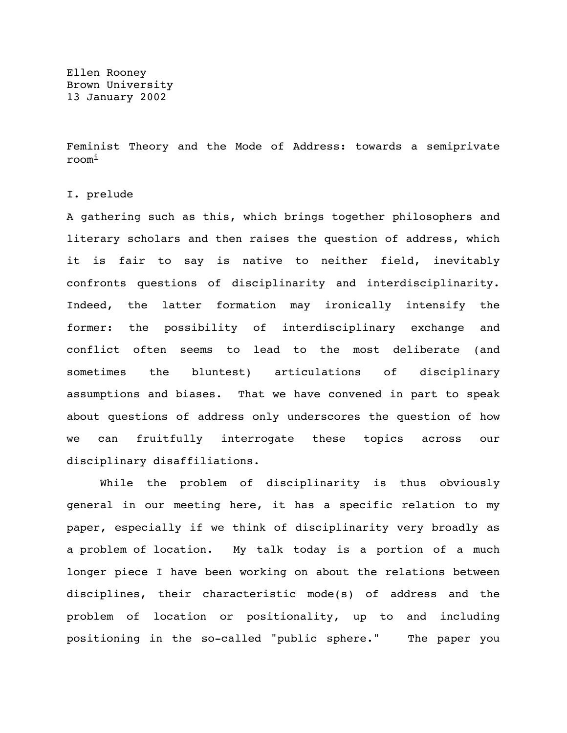Ellen Rooney
Brown University
13 January 2002

# Feminist Theory and the Mode of Address: towards a semiprivate room[i]

## I. prelude

A gathering such as this, which brings together philosophers and literary scholars and then raises the question of address, which it is fair to say is native to neither field, inevitably confronts questions of disciplinarity and interdisciplinarity. Indeed, the latter formation may ironically intensify the former: the possibility of interdisciplinary exchange and conflict often seems to lead to the most deliberate (and sometimes the bluntest) articulations of disciplinary assumptions and biases. That we have convened in part to speak about questions of address only underscores the question of how we can fruitfully interrogate these topics across our disciplinary disaffiliations.

While the problem of disciplinarity is thus obviously general in our meeting here, it has a specific relation to my paper, especially if we think of disciplinarity very broadly as a problem of location. My talk today is a portion of a much longer piece I have been working on about the relations between disciplines, their characteristic mode(s) of address and the problem of location or positionality, up to and including positioning in the so-called "public sphere." The paper you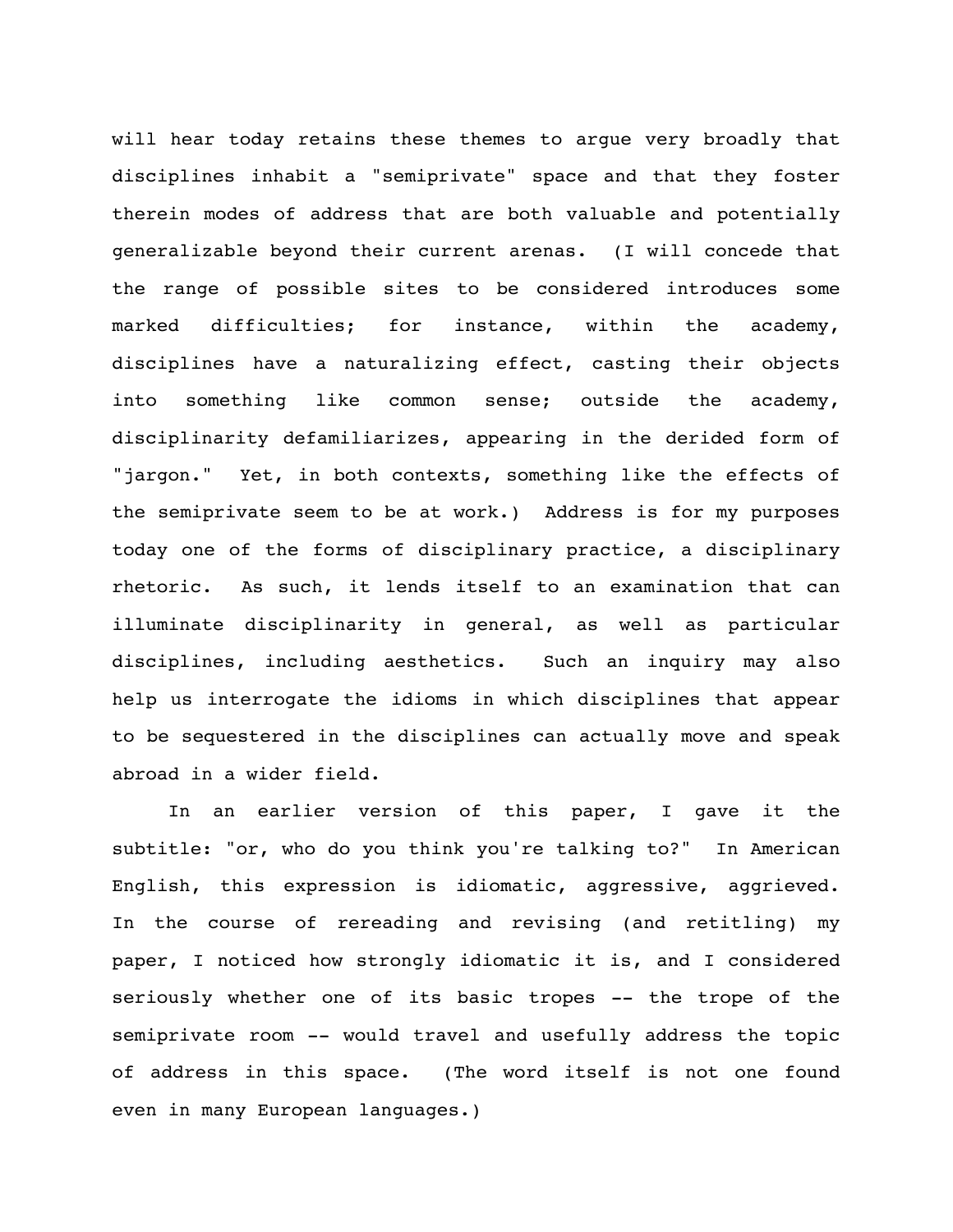will hear today retains these themes to argue very broadly that disciplines inhabit a "semiprivate" space and that they foster therein modes of address that are both valuable and potentially generalizable beyond their current arenas. (I will concede that the range of possible sites to be considered introduces some marked difficulties; for instance, within the academy, disciplines have a naturalizing effect, casting their objects into something like common sense; outside the academy, disciplinarity defamiliarizes, appearing in the derided form of "jargon." Yet, in both contexts, something like the effects of the semiprivate seem to be at work.) Address is for my purposes today one of the forms of disciplinary practice, a disciplinary rhetoric. As such, it lends itself to an examination that can illuminate disciplinarity in general, as well as particular disciplines, including aesthetics. Such an inquiry may also help us interrogate the idioms in which disciplines that appear to be sequestered in the disciplines can actually move and speak abroad in a wider field.

In an earlier version of this paper, I gave it the subtitle: "or, who do you think you're talking to?" In American English, this expression is idiomatic, aggressive, aggrieved. In the course of rereading and revising (and retitling) my paper, I noticed how strongly idiomatic it is, and I considered seriously whether one of its basic tropes -- the trope of the semiprivate room -- would travel and usefully address the topic of address in this space. (The word itself is not one found even in many European languages.)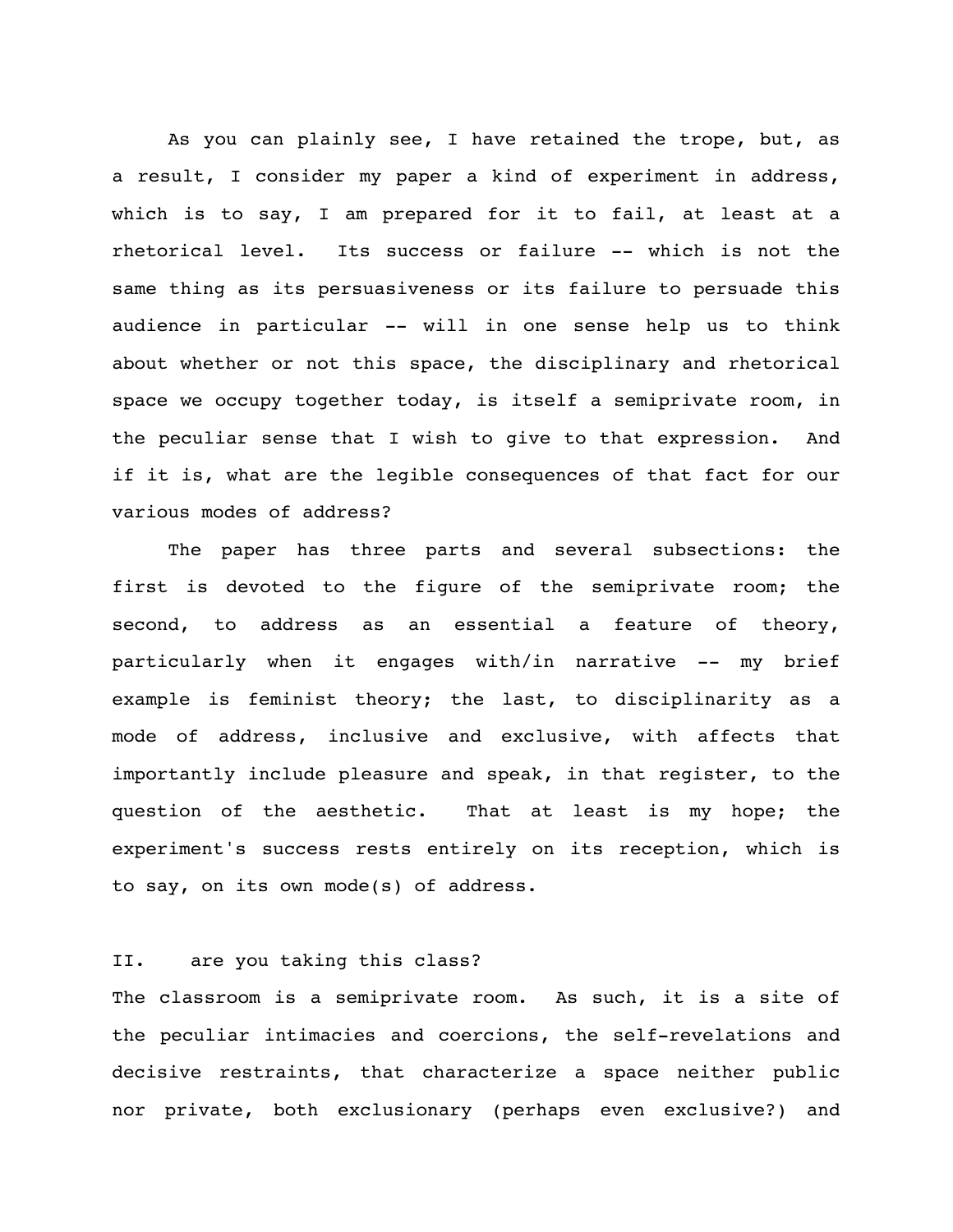As you can plainly see, I have retained the trope, but, as a result, I consider my paper a kind of experiment in address, which is to say, I am prepared for it to fail, at least at a rhetorical level. Its success or failure -- which is not the same thing as its persuasiveness or its failure to persuade this audience in particular -- will in one sense help us to think about whether or not this space, the disciplinary and rhetorical space we occupy together today, is itself a semiprivate room, in the peculiar sense that I wish to give to that expression. And if it is, what are the legible consequences of that fact for our various modes of address?

The paper has three parts and several subsections: the first is devoted to the figure of the semiprivate room; the second, to address as an essential a feature of theory, particularly when it engages with/in narrative -- my brief example is feminist theory; the last, to disciplinarity as a mode of address, inclusive and exclusive, with affects that importantly include pleasure and speak, in that register, to the question of the aesthetic. That at least is my hope; the experiment's success rests entirely on its reception, which is to say, on its own mode(s) of address.

## II. are you taking this class?

The classroom is a semiprivate room. As such, it is a site of the peculiar intimacies and coercions, the self-revelations and decisive restraints, that characterize a space neither public nor private, both exclusionary (perhaps even exclusive?) and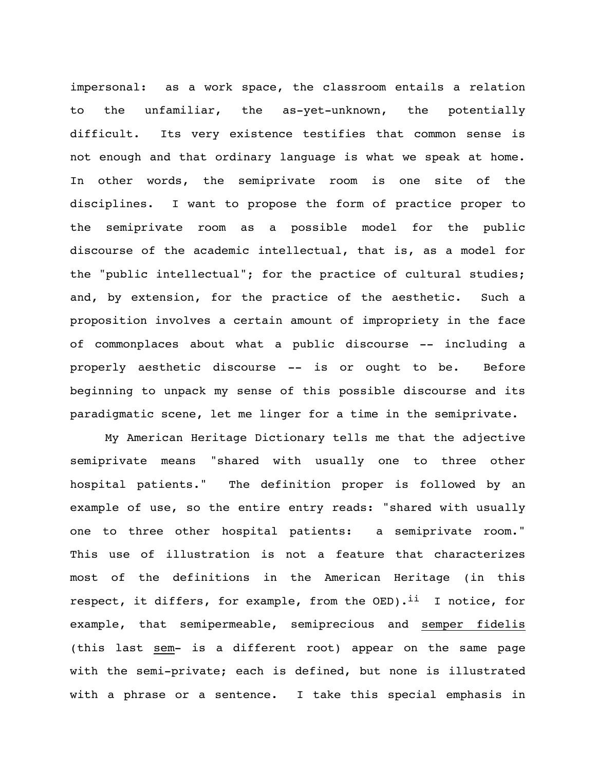impersonal: as a work space, the classroom entails a relation to the unfamiliar, the as-yet-unknown, the potentially difficult. Its very existence testifies that common sense is not enough and that ordinary language is what we speak at home. In other words, the semiprivate room is one site of the disciplines. I want to propose the form of practice proper to the semiprivate room as a possible model for the public discourse of the academic intellectual, that is, as a model for the "public intellectual"; for the practice of cultural studies; and, by extension, for the practice of the aesthetic. Such a proposition involves a certain amount of impropriety in the face of commonplaces about what a public discourse -- including a properly aesthetic discourse -- is or ought to be. Before beginning to unpack my sense of this possible discourse and its paradigmatic scene, let me linger for a time in the semiprivate.

My American Heritage Dictionary tells me that the adjective semiprivate means "shared with usually one to three other hospital patients." The definition proper is followed by an example of use, so the entire entry reads: "shared with usually one to three other hospital patients: a semiprivate room." This use of illustration is not a feature that characterizes most of the definitions in the American Heritage (in this respect, it differs, for example, from the OED).[ii] I notice, for example, that semipermeable, semiprecious and <u>semper fidelis</u> (this last <u>sem</u>- is a different root) appear on the same page with the semi-private; each is defined, but none is illustrated with a phrase or a sentence. I take this special emphasis in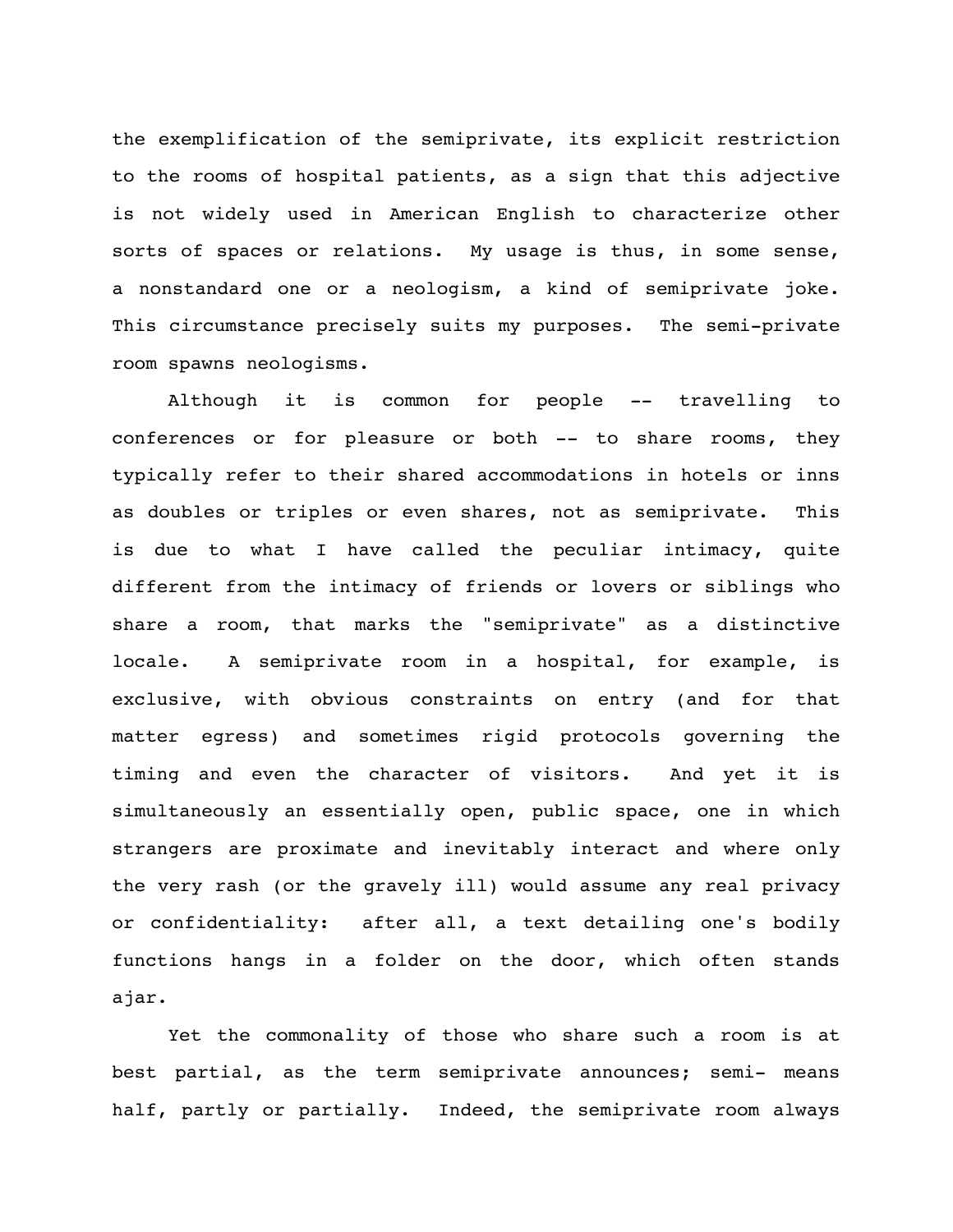the exemplification of the semiprivate, its explicit restriction to the rooms of hospital patients, as a sign that this adjective is not widely used in American English to characterize other sorts of spaces or relations. My usage is thus, in some sense, a nonstandard one or a neologism, a kind of semiprivate joke. This circumstance precisely suits my purposes. The semi-private room spawns neologisms.

Although it is common for people -- travelling to conferences or for pleasure or both -- to share rooms, they typically refer to their shared accommodations in hotels or inns as doubles or triples or even shares, not as semiprivate. This is due to what I have called the peculiar intimacy, quite different from the intimacy of friends or lovers or siblings who share a room, that marks the "semiprivate" as a distinctive locale. A semiprivate room in a hospital, for example, is exclusive, with obvious constraints on entry (and for that matter egress) and sometimes rigid protocols governing the timing and even the character of visitors. And yet it is simultaneously an essentially open, public space, one in which strangers are proximate and inevitably interact and where only the very rash (or the gravely ill) would assume any real privacy or confidentiality: after all, a text detailing one's bodily functions hangs in a folder on the door, which often stands ajar.

Yet the commonality of those who share such a room is at best partial, as the term semiprivate announces; semi- means half, partly or partially. Indeed, the semiprivate room always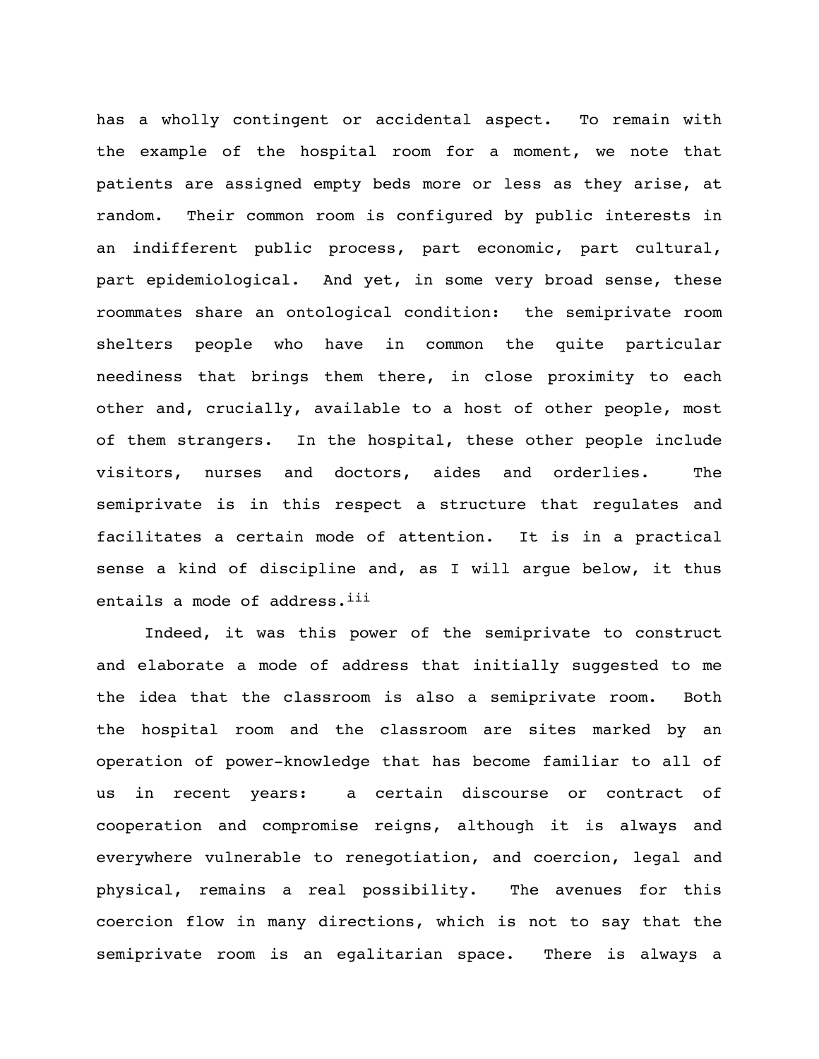has a wholly contingent or accidental aspect. To remain with the example of the hospital room for a moment, we note that patients are assigned empty beds more or less as they arise, at random. Their common room is configured by public interests in an indifferent public process, part economic, part cultural, part epidemiological. And yet, in some very broad sense, these roommates share an ontological condition: the semiprivate room shelters people who have in common the quite particular neediness that brings them there, in close proximity to each other and, crucially, available to a host of other people, most of them strangers. In the hospital, these other people include visitors, nurses and doctors, aides and orderlies. The semiprivate is in this respect a structure that regulates and facilitates a certain mode of attention. It is in a practical sense a kind of discipline and, as I will argue below, it thus entails a mode of address.[iii]

Indeed, it was this power of the semiprivate to construct and elaborate a mode of address that initially suggested to me the idea that the classroom is also a semiprivate room. Both the hospital room and the classroom are sites marked by an operation of power-knowledge that has become familiar to all of us in recent years: a certain discourse or contract of cooperation and compromise reigns, although it is always and everywhere vulnerable to renegotiation, and coercion, legal and physical, remains a real possibility. The avenues for this coercion flow in many directions, which is not to say that the semiprivate room is an egalitarian space. There is always a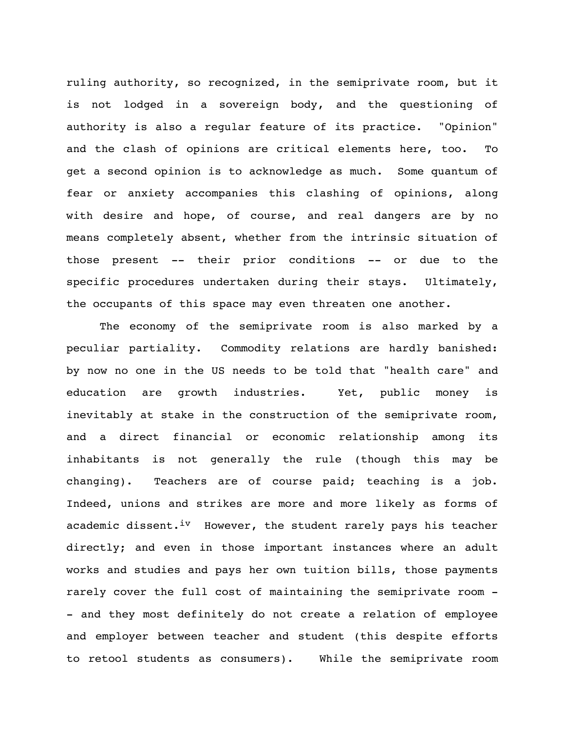ruling authority, so recognized, in the semiprivate room, but it is not lodged in a sovereign body, and the questioning of authority is also a regular feature of its practice. "Opinion" and the clash of opinions are critical elements here, too. To get a second opinion is to acknowledge as much. Some quantum of fear or anxiety accompanies this clashing of opinions, along with desire and hope, of course, and real dangers are by no means completely absent, whether from the intrinsic situation of those present -- their prior conditions -- or due to the specific procedures undertaken during their stays. Ultimately, the occupants of this space may even threaten one another.

The economy of the semiprivate room is also marked by a peculiar partiality. Commodity relations are hardly banished: by now no one in the US needs to be told that "health care" and education are growth industries. Yet, public money is inevitably at stake in the construction of the semiprivate room, and a direct financial or economic relationship among its inhabitants is not generally the rule (though this may be changing). Teachers are of course paid; teaching is a job. Indeed, unions and strikes are more and more likely as forms of academic dissent.[iv] However, the student rarely pays his teacher directly; and even in those important instances where an adult works and studies and pays her own tuition bills, those payments rarely cover the full cost of maintaining the semiprivate room -- and they most definitely do not create a relation of employee and employer between teacher and student (this despite efforts to retool students as consumers). While the semiprivate room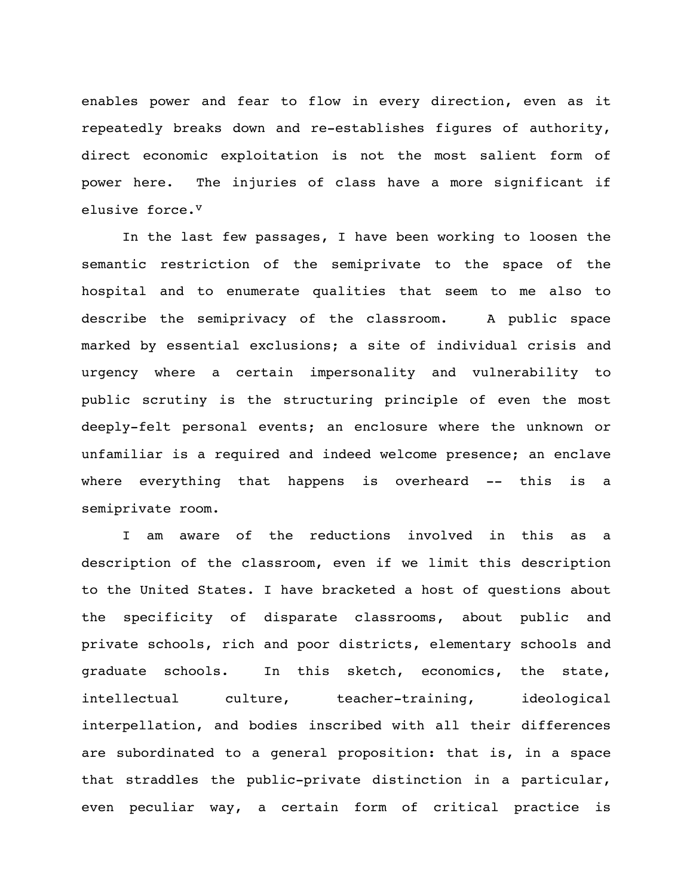enables power and fear to flow in every direction, even as it repeatedly breaks down and re-establishes figures of authority, direct economic exploitation is not the most salient form of power here. The injuries of class have a more significant if elusive force.[v]

In the last few passages, I have been working to loosen the semantic restriction of the semiprivate to the space of the hospital and to enumerate qualities that seem to me also to describe the semiprivacy of the classroom. A public space marked by essential exclusions; a site of individual crisis and urgency where a certain impersonality and vulnerability to public scrutiny is the structuring principle of even the most deeply-felt personal events; an enclosure where the unknown or unfamiliar is a required and indeed welcome presence; an enclave where everything that happens is overheard -- this is a semiprivate room.

I am aware of the reductions involved in this as a description of the classroom, even if we limit this description to the United States. I have bracketed a host of questions about the specificity of disparate classrooms, about public and private schools, rich and poor districts, elementary schools and graduate schools. In this sketch, economics, the state, intellectual culture, teacher-training, ideological interpellation, and bodies inscribed with all their differences are subordinated to a general proposition: that is, in a space that straddles the public-private distinction in a particular, even peculiar way, a certain form of critical practice is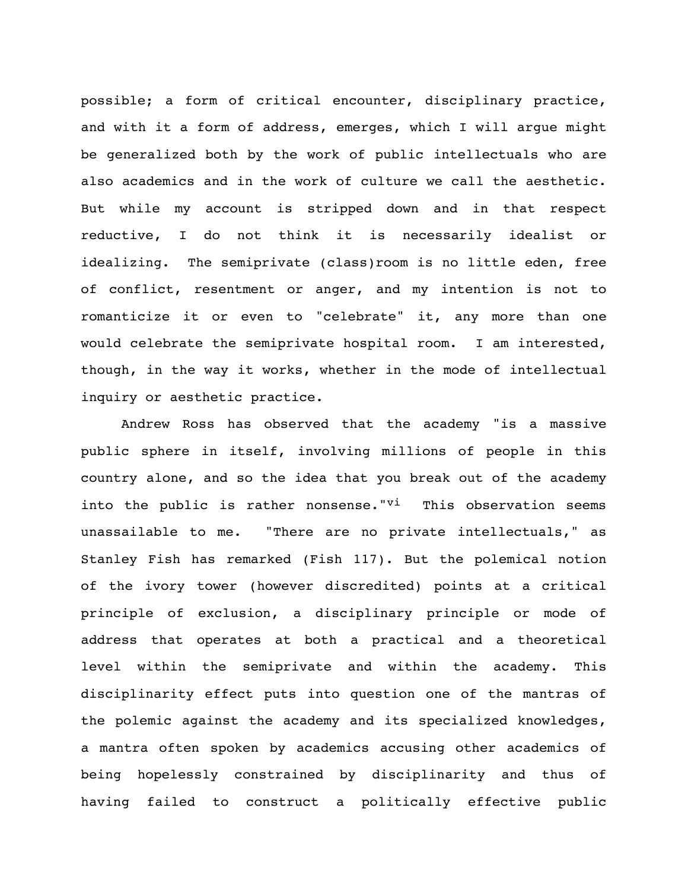possible; a form of critical encounter, disciplinary practice, and with it a form of address, emerges, which I will argue might be generalized both by the work of public intellectuals who are also academics and in the work of culture we call the aesthetic. But while my account is stripped down and in that respect reductive, I do not think it is necessarily idealist or idealizing. The semiprivate (class)room is no little eden, free of conflict, resentment or anger, and my intention is not to romanticize it or even to "celebrate" it, any more than one would celebrate the semiprivate hospital room. I am interested, though, in the way it works, whether in the mode of intellectual inquiry or aesthetic practice.

Andrew Ross has observed that the academy "is a massive public sphere in itself, involving millions of people in this country alone, and so the idea that you break out of the academy into the public is rather nonsense."[vi] This observation seems unassailable to me. "There are no private intellectuals," as Stanley Fish has remarked (Fish 117). But the polemical notion of the ivory tower (however discredited) points at a critical principle of exclusion, a disciplinary principle or mode of address that operates at both a practical and a theoretical level within the semiprivate and within the academy. This disciplinarity effect puts into question one of the mantras of the polemic against the academy and its specialized knowledges, a mantra often spoken by academics accusing other academics of being hopelessly constrained by disciplinarity and thus of having failed to construct a politically effective public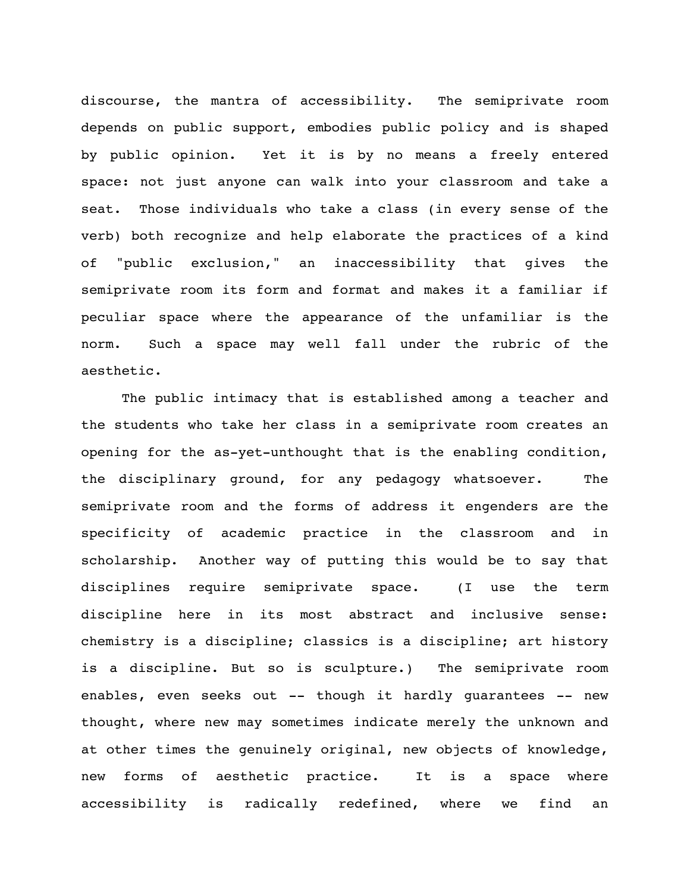discourse, the mantra of accessibility. The semiprivate room depends on public support, embodies public policy and is shaped by public opinion. Yet it is by no means a freely entered space: not just anyone can walk into your classroom and take a seat. Those individuals who take a class (in every sense of the verb) both recognize and help elaborate the practices of a kind of "public exclusion," an inaccessibility that gives the semiprivate room its form and format and makes it a familiar if peculiar space where the appearance of the unfamiliar is the norm. Such a space may well fall under the rubric of the aesthetic.

The public intimacy that is established among a teacher and the students who take her class in a semiprivate room creates an opening for the as-yet-unthought that is the enabling condition, the disciplinary ground, for any pedagogy whatsoever. The semiprivate room and the forms of address it engenders are the specificity of academic practice in the classroom and in scholarship. Another way of putting this would be to say that disciplines require semiprivate space. (I use the term discipline here in its most abstract and inclusive sense: chemistry is a discipline; classics is a discipline; art history is a discipline. But so is sculpture.) The semiprivate room enables, even seeks out -- though it hardly guarantees -- new thought, where new may sometimes indicate merely the unknown and at other times the genuinely original, new objects of knowledge, new forms of aesthetic practice. It is a space where accessibility is radically redefined, where we find an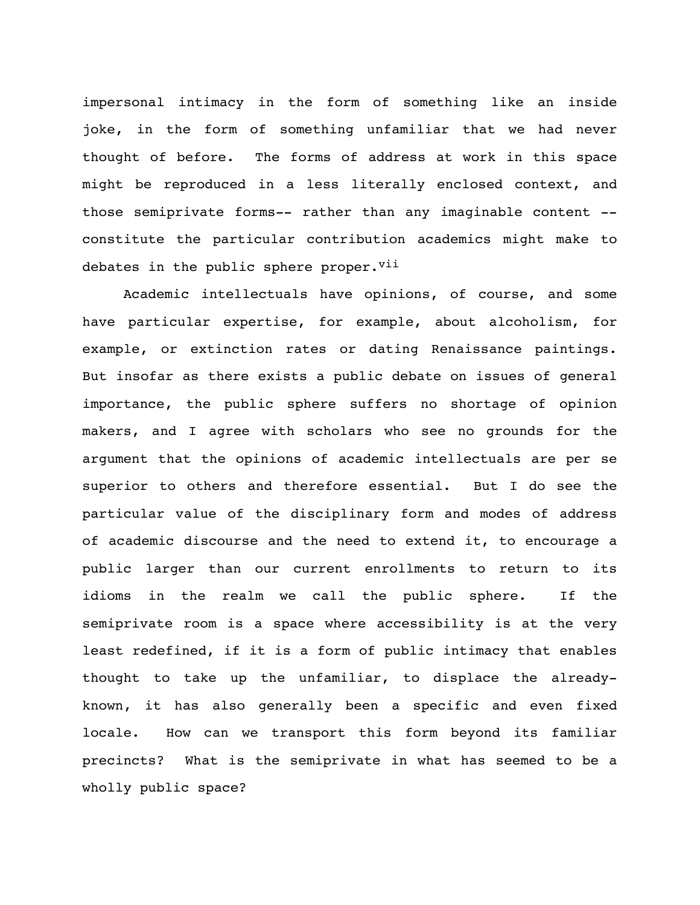impersonal intimacy in the form of something like an inside joke, in the form of something unfamiliar that we had never thought of before. The forms of address at work in this space might be reproduced in a less literally enclosed context, and those semiprivate forms-- rather than any imaginable content -- constitute the particular contribution academics might make to debates in the public sphere proper.[vii]

Academic intellectuals have opinions, of course, and some have particular expertise, for example, about alcoholism, for example, or extinction rates or dating Renaissance paintings. But insofar as there exists a public debate on issues of general importance, the public sphere suffers no shortage of opinion makers, and I agree with scholars who see no grounds for the argument that the opinions of academic intellectuals are per se superior to others and therefore essential. But I do see the particular value of the disciplinary form and modes of address of academic discourse and the need to extend it, to encourage a public larger than our current enrollments to return to its idioms in the realm we call the public sphere. If the semiprivate room is a space where accessibility is at the very least redefined, if it is a form of public intimacy that enables thought to take up the unfamiliar, to displace the already-known, it has also generally been a specific and even fixed locale. How can we transport this form beyond its familiar precincts? What is the semiprivate in what has seemed to be a wholly public space?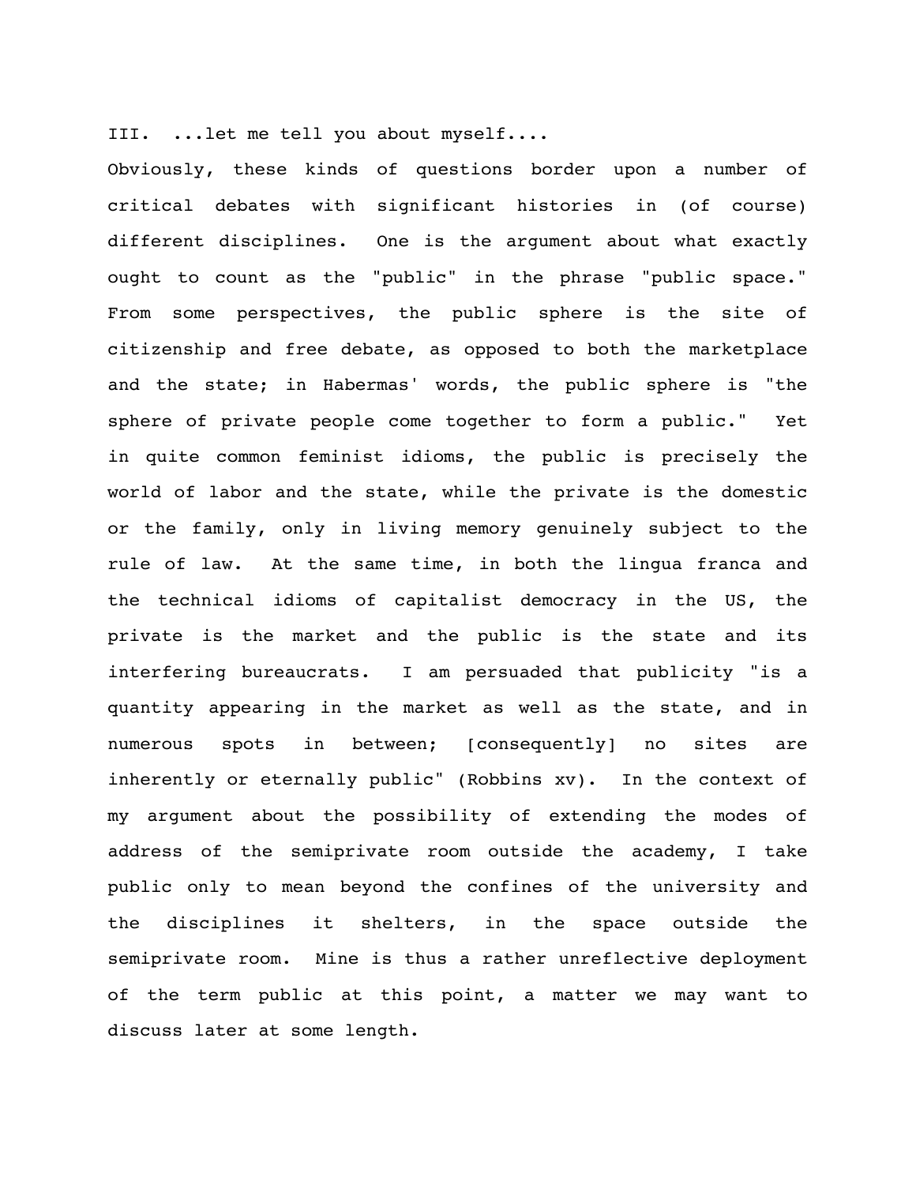## III. ...let me tell you about myself....

Obviously, these kinds of questions border upon a number of critical debates with significant histories in (of course) different disciplines. One is the argument about what exactly ought to count as the "public" in the phrase "public space." From some perspectives, the public sphere is the site of citizenship and free debate, as opposed to both the marketplace and the state; in Habermas' words, the public sphere is "the sphere of private people come together to form a public." Yet in quite common feminist idioms, the public is precisely the world of labor and the state, while the private is the domestic or the family, only in living memory genuinely subject to the rule of law. At the same time, in both the lingua franca and the technical idioms of capitalist democracy in the US, the private is the market and the public is the state and its interfering bureaucrats. I am persuaded that publicity "is a quantity appearing in the market as well as the state, and in numerous spots in between; [consequently] no sites are inherently or eternally public" (Robbins xv). In the context of my argument about the possibility of extending the modes of address of the semiprivate room outside the academy, I take public only to mean beyond the confines of the university and the disciplines it shelters, in the space outside the semiprivate room. Mine is thus a rather unreflective deployment of the term public at this point, a matter we may want to discuss later at some length.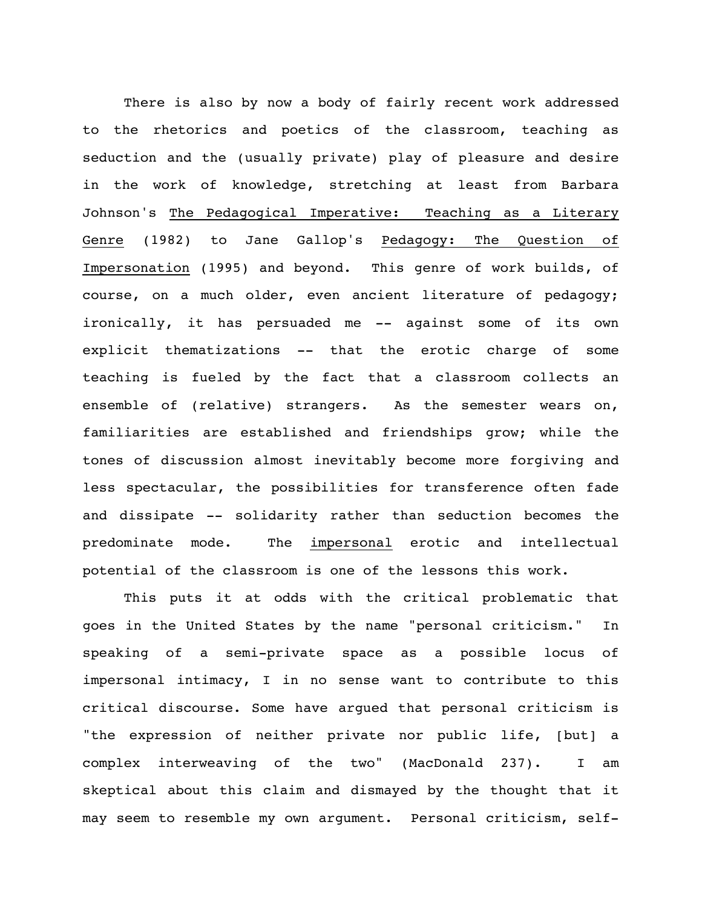There is also by now a body of fairly recent work addressed to the rhetorics and poetics of the classroom, teaching as seduction and the (usually private) play of pleasure and desire in the work of knowledge, stretching at least from Barbara Johnson's _The Pedagogical Imperative: Teaching as a Literary Genre_ (1982) to Jane Gallop's _Pedagogy: The Question of Impersonation_ (1995) and beyond. This genre of work builds, of course, on a much older, even ancient literature of pedagogy; ironically, it has persuaded me -- against some of its own explicit thematizations -- that the erotic charge of some teaching is fueled by the fact that a classroom collects an ensemble of (relative) strangers. As the semester wears on, familiarities are established and friendships grow; while the tones of discussion almost inevitably become more forgiving and less spectacular, the possibilities for transference often fade and dissipate -- solidarity rather than seduction becomes the predominate mode. The _impersonal_ erotic and intellectual potential of the classroom is one of the lessons this work.

This puts it at odds with the critical problematic that goes in the United States by the name "personal criticism." In speaking of a semi-private space as a possible locus of impersonal intimacy, I in no sense want to contribute to this critical discourse. Some have argued that personal criticism is "the expression of neither private nor public life, [but] a complex interweaving of the two" (MacDonald 237). I am skeptical about this claim and dismayed by the thought that it may seem to resemble my own argument. Personal criticism, self-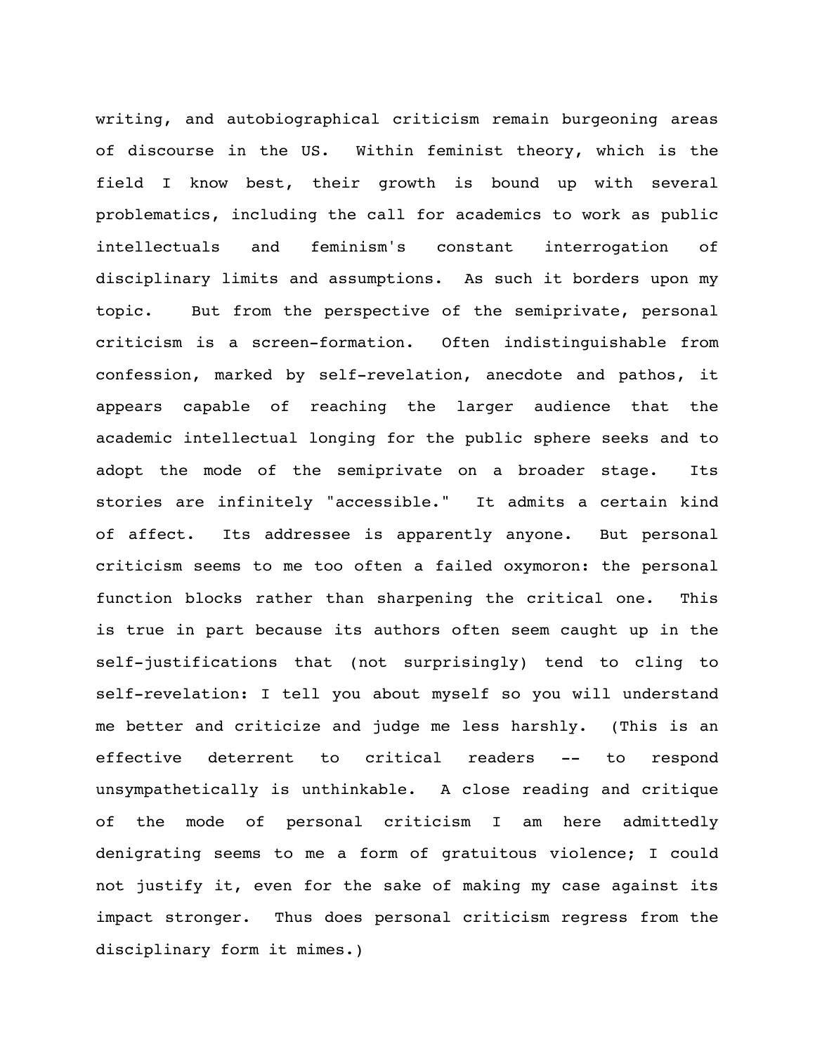writing, and autobiographical criticism remain burgeoning areas of discourse in the US. Within feminist theory, which is the field I know best, their growth is bound up with several problematics, including the call for academics to work as public intellectuals and feminism's constant interrogation of disciplinary limits and assumptions. As such it borders upon my topic. But from the perspective of the semiprivate, personal criticism is a screen-formation. Often indistinguishable from confession, marked by self-revelation, anecdote and pathos, it appears capable of reaching the larger audience that the academic intellectual longing for the public sphere seeks and to adopt the mode of the semiprivate on a broader stage. Its stories are infinitely "accessible." It admits a certain kind of affect. Its addressee is apparently anyone. But personal criticism seems to me too often a failed oxymoron: the personal function blocks rather than sharpening the critical one. This is true in part because its authors often seem caught up in the self-justifications that (not surprisingly) tend to cling to self-revelation: I tell you about myself so you will understand me better and criticize and judge me less harshly. (This is an effective deterrent to critical readers -- to respond unsympathetically is unthinkable. A close reading and critique of the mode of personal criticism I am here admittedly denigrating seems to me a form of gratuitous violence; I could not justify it, even for the sake of making my case against its impact stronger. Thus does personal criticism regress from the disciplinary form it mimes.)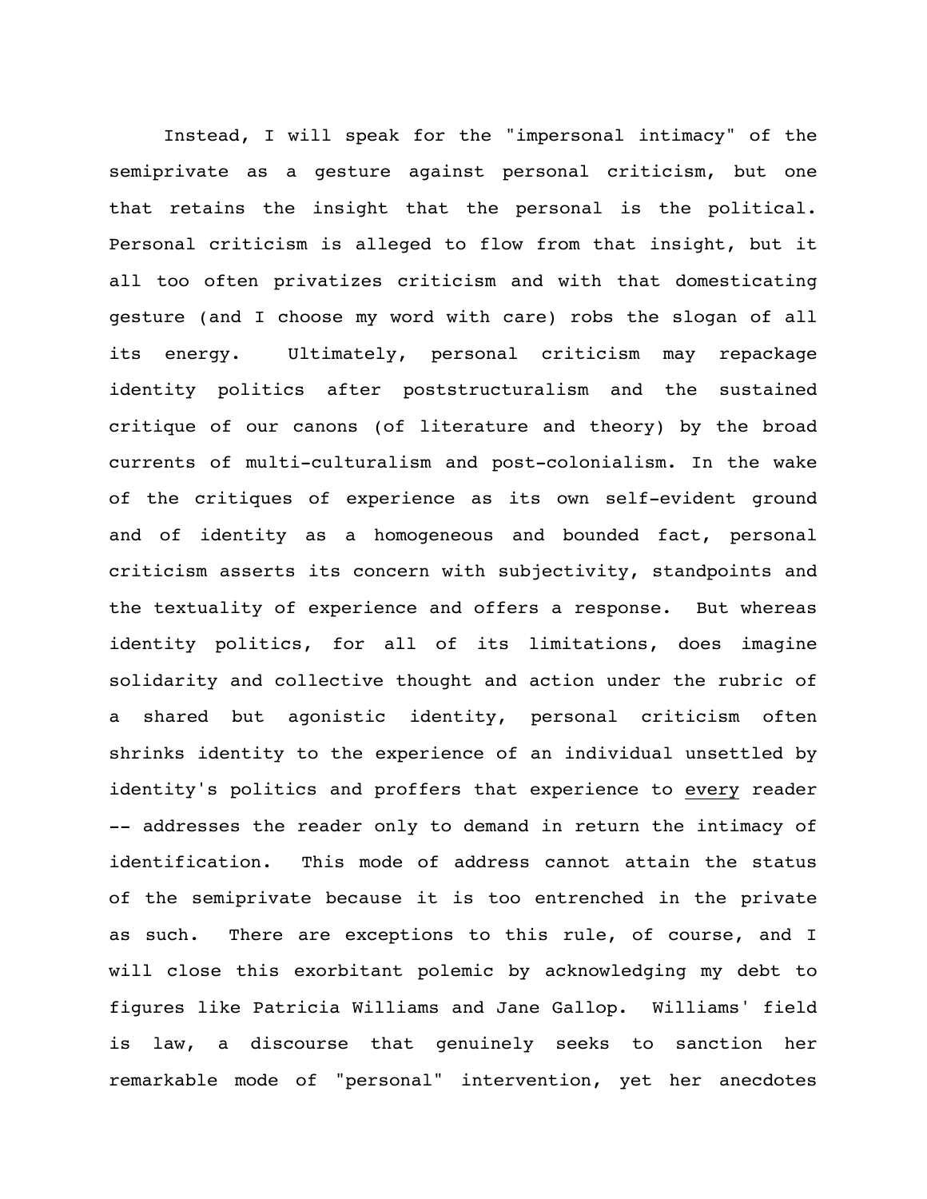Instead, I will speak for the "impersonal intimacy" of the semiprivate as a gesture against personal criticism, but one that retains the insight that the personal is the political. Personal criticism is alleged to flow from that insight, but it all too often privatizes criticism and with that domesticating gesture (and I choose my word with care) robs the slogan of all its energy. Ultimately, personal criticism may repackage identity politics after poststructuralism and the sustained critique of our canons (of literature and theory) by the broad currents of multi-culturalism and post-colonialism. In the wake of the critiques of experience as its own self-evident ground and of identity as a homogeneous and bounded fact, personal criticism asserts its concern with subjectivity, standpoints and the textuality of experience and offers a response. But whereas identity politics, for all of its limitations, does imagine solidarity and collective thought and action under the rubric of a shared but agonistic identity, personal criticism often shrinks identity to the experience of an individual unsettled by identity's politics and proffers that experience to <u>every</u> reader -- addresses the reader only to demand in return the intimacy of identification. This mode of address cannot attain the status of the semiprivate because it is too entrenched in the private as such. There are exceptions to this rule, of course, and I will close this exorbitant polemic by acknowledging my debt to figures like Patricia Williams and Jane Gallop. Williams' field is law, a discourse that genuinely seeks to sanction her remarkable mode of "personal" intervention, yet her anecdotes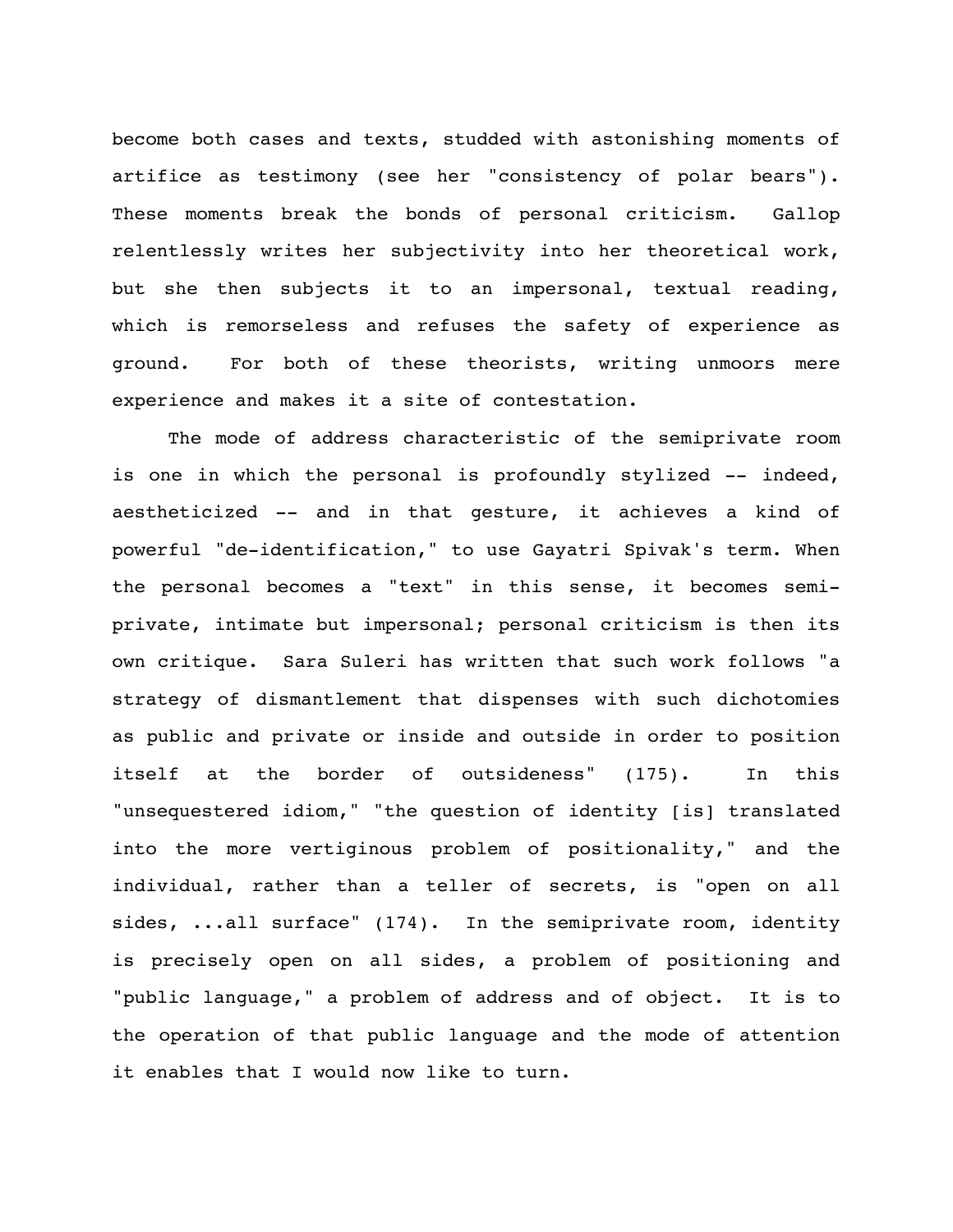become both cases and texts, studded with astonishing moments of artifice as testimony (see her "consistency of polar bears"). These moments break the bonds of personal criticism. Gallop relentlessly writes her subjectivity into her theoretical work, but she then subjects it to an impersonal, textual reading, which is remorseless and refuses the safety of experience as ground. For both of these theorists, writing unmoors mere experience and makes it a site of contestation.

The mode of address characteristic of the semiprivate room is one in which the personal is profoundly stylized -- indeed, aestheticized -- and in that gesture, it achieves a kind of powerful "de-identification," to use Gayatri Spivak's term. When the personal becomes a "text" in this sense, it becomes semi-private, intimate but impersonal; personal criticism is then its own critique. Sara Suleri has written that such work follows "a strategy of dismantlement that dispenses with such dichotomies as public and private or inside and outside in order to position itself at the border of outsideness" (175). In this "unsequestered idiom," "the question of identity [is] translated into the more vertiginous problem of positionality," and the individual, rather than a teller of secrets, is "open on all sides, ...all surface" (174). In the semiprivate room, identity is precisely open on all sides, a problem of positioning and "public language," a problem of address and of object. It is to the operation of that public language and the mode of attention it enables that I would now like to turn.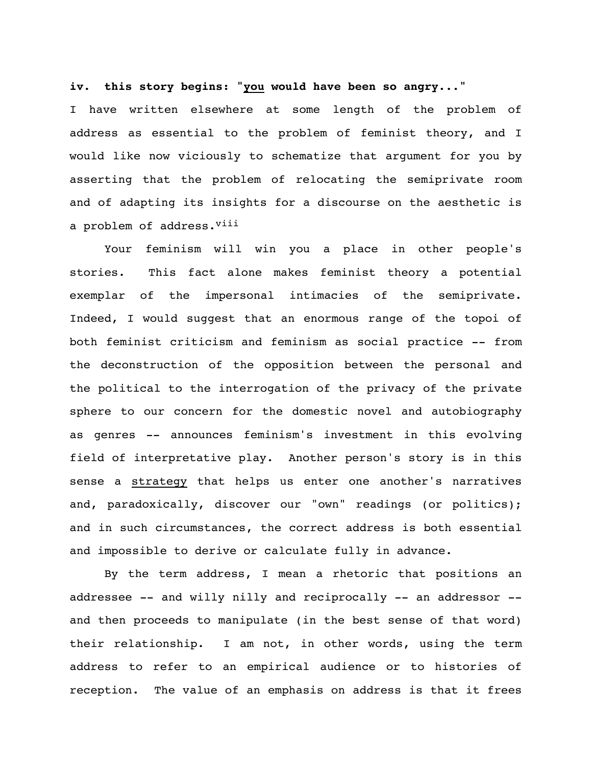**iv. this story begins: "<u>you</u> would have been so angry..."**

I have written elsewhere at some length of the problem of address as essential to the problem of feminist theory, and I would like now viciously to schematize that argument for you by asserting that the problem of relocating the semiprivate room and of adapting its insights for a discourse on the aesthetic is a problem of address.[viii]

Your feminism will win you a place in other people's stories. This fact alone makes feminist theory a potential exemplar of the impersonal intimacies of the semiprivate. Indeed, I would suggest that an enormous range of the topoi of both feminist criticism and feminism as social practice -- from the deconstruction of the opposition between the personal and the political to the interrogation of the privacy of the private sphere to our concern for the domestic novel and autobiography as genres -- announces feminism's investment in this evolving field of interpretative play. Another person's story is in this sense a <u>strategy</u> that helps us enter one another's narratives and, paradoxically, discover our "own" readings (or politics); and in such circumstances, the correct address is both essential and impossible to derive or calculate fully in advance.

By the term address, I mean a rhetoric that positions an addressee -- and willy nilly and reciprocally -- an addressor -- and then proceeds to manipulate (in the best sense of that word) their relationship. I am not, in other words, using the term address to refer to an empirical audience or to histories of reception. The value of an emphasis on address is that it frees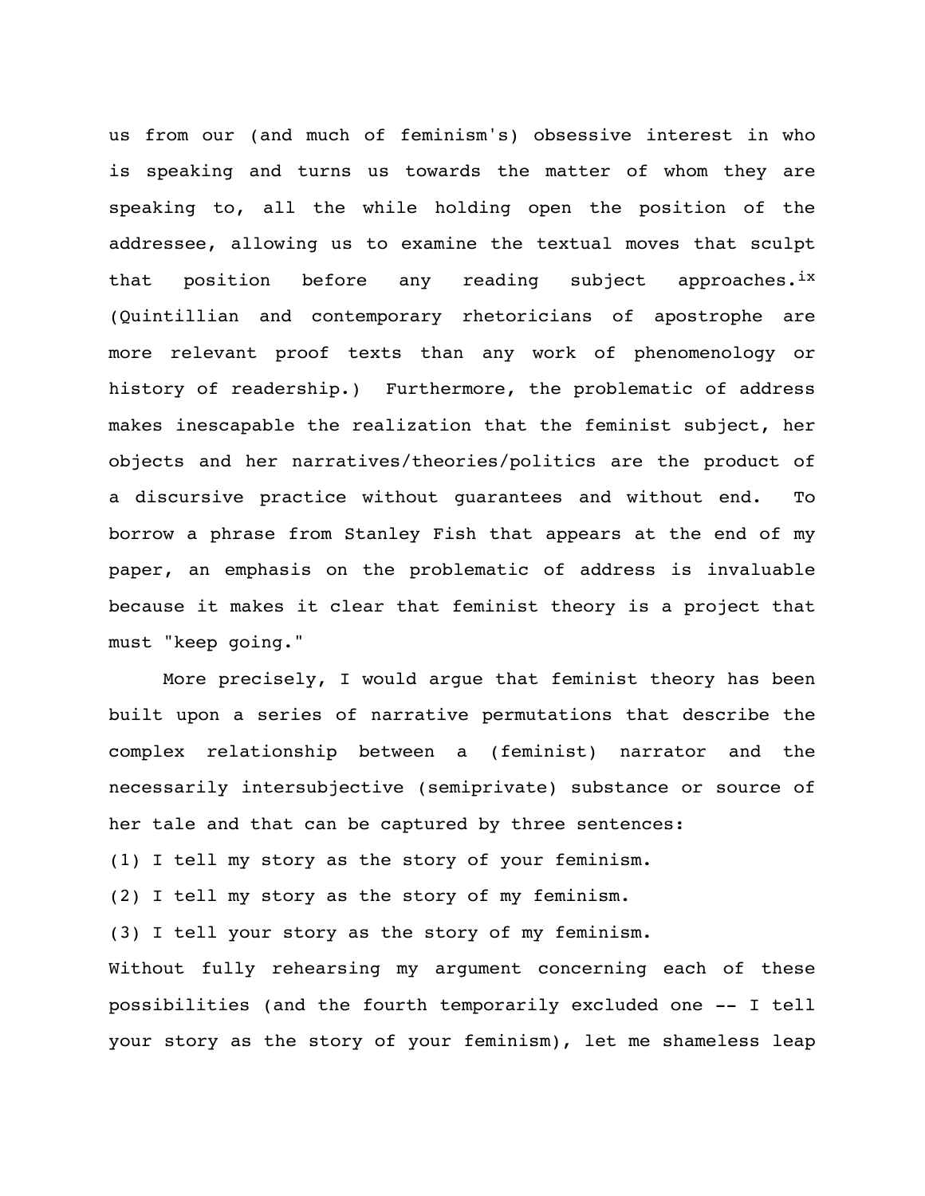us from our (and much of feminism's) obsessive interest in who is speaking and turns us towards the matter of whom they are speaking to, all the while holding open the position of the addressee, allowing us to examine the textual moves that sculpt that position before any reading subject approaches.[ix] (Quintillian and contemporary rhetoricians of apostrophe are more relevant proof texts than any work of phenomenology or history of readership.) Furthermore, the problematic of address makes inescapable the realization that the feminist subject, her objects and her narratives/theories/politics are the product of a discursive practice without guarantees and without end. To borrow a phrase from Stanley Fish that appears at the end of my paper, an emphasis on the problematic of address is invaluable because it makes it clear that feminist theory is a project that must "keep going."

More precisely, I would argue that feminist theory has been built upon a series of narrative permutations that describe the complex relationship between a (feminist) narrator and the necessarily intersubjective (semiprivate) substance or source of her tale and that can be captured by three sentences:

(1) I tell my story as the story of your feminism.

(2) I tell my story as the story of my feminism.

(3) I tell your story as the story of my feminism.

Without fully rehearsing my argument concerning each of these possibilities (and the fourth temporarily excluded one -- I tell your story as the story of your feminism), let me shameless leap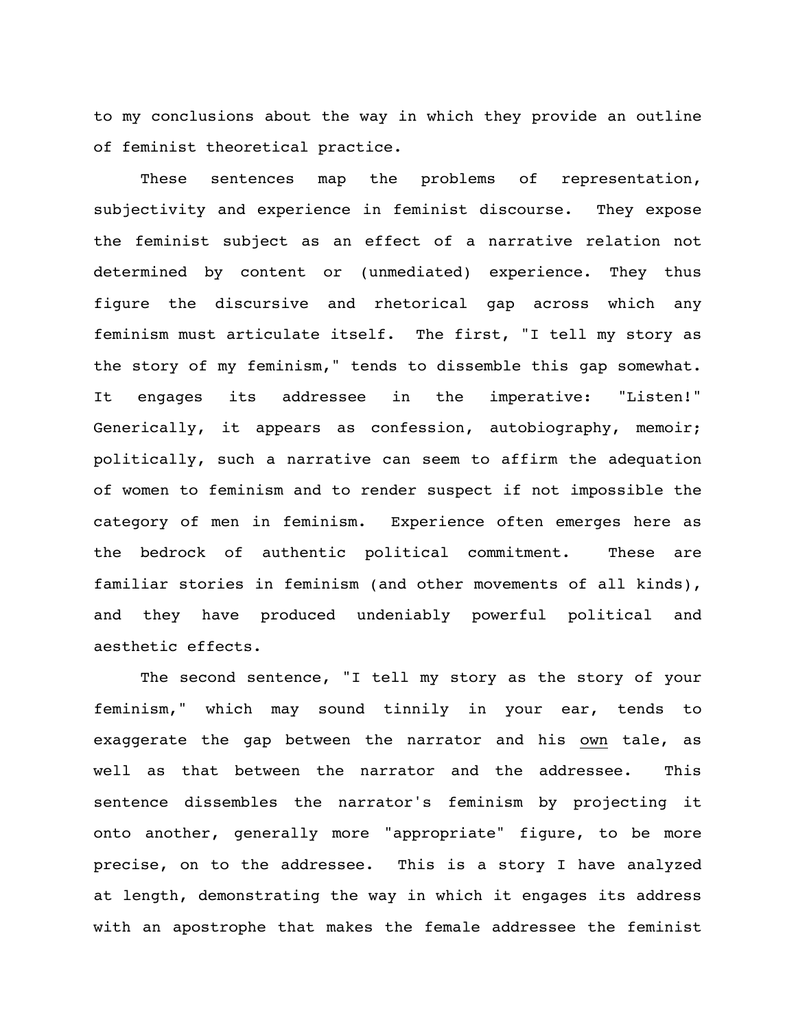to my conclusions about the way in which they provide an outline of feminist theoretical practice.

These sentences map the problems of representation, subjectivity and experience in feminist discourse. They expose the feminist subject as an effect of a narrative relation not determined by content or (unmediated) experience. They thus figure the discursive and rhetorical gap across which any feminism must articulate itself. The first, "I tell my story as the story of my feminism," tends to dissemble this gap somewhat. It engages its addressee in the imperative: "Listen!" Generically, it appears as confession, autobiography, memoir; politically, such a narrative can seem to affirm the adequation of women to feminism and to render suspect if not impossible the category of men in feminism. Experience often emerges here as the bedrock of authentic political commitment. These are familiar stories in feminism (and other movements of all kinds), and they have produced undeniably powerful political and aesthetic effects.

The second sentence, "I tell my story as the story of your feminism," which may sound tinnily in your ear, tends to exaggerate the gap between the narrator and his <u>own</u> tale, as well as that between the narrator and the addressee. This sentence dissembles the narrator's feminism by projecting it onto another, generally more "appropriate" figure, to be more precise, on to the addressee. This is a story I have analyzed at length, demonstrating the way in which it engages its address with an apostrophe that makes the female addressee the feminist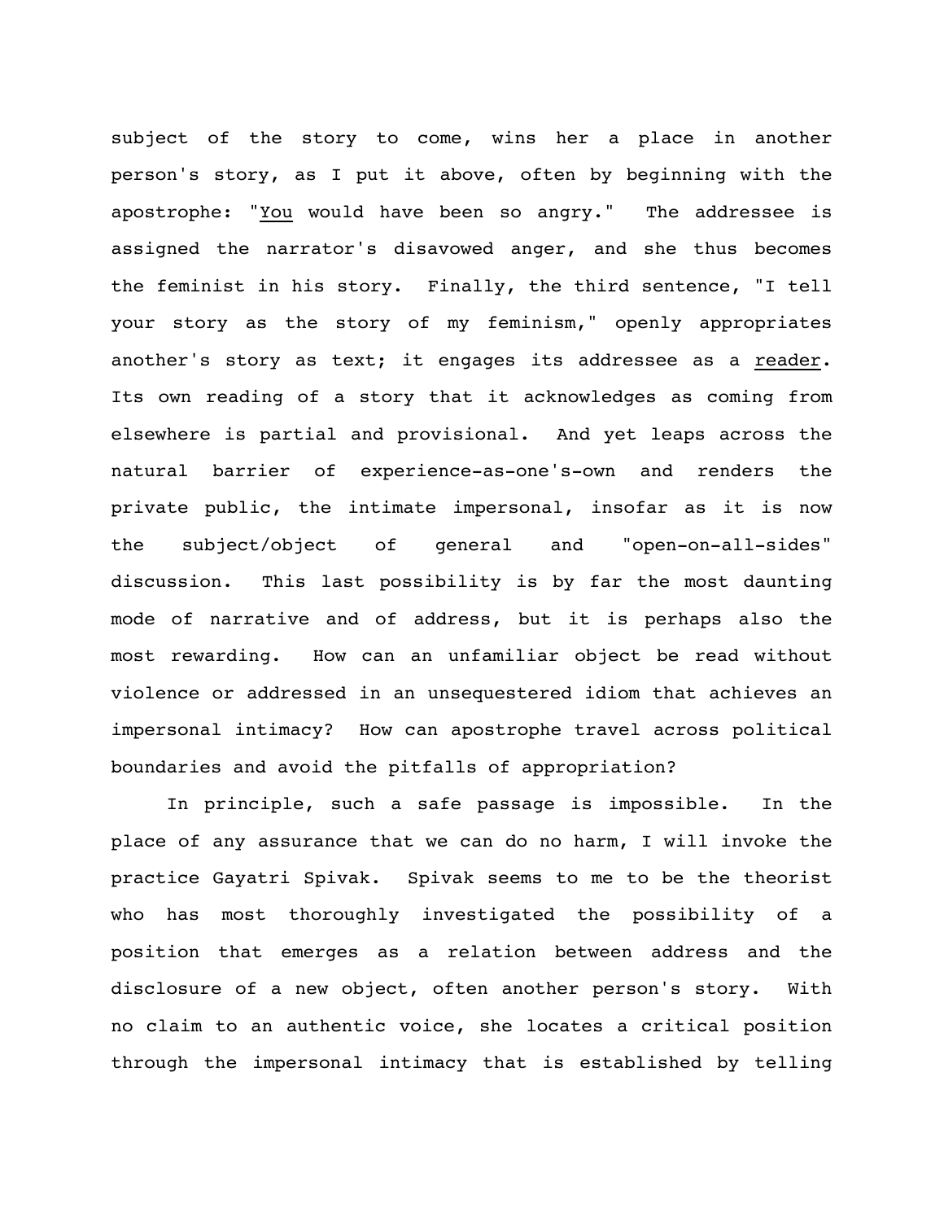subject of the story to come, wins her a place in another person's story, as I put it above, often by beginning with the apostrophe: "<u>You</u> would have been so angry." The addressee is assigned the narrator's disavowed anger, and she thus becomes the feminist in his story. Finally, the third sentence, "I tell your story as the story of my feminism," openly appropriates another's story as text; it engages its addressee as a <u>reader</u>. Its own reading of a story that it acknowledges as coming from elsewhere is partial and provisional. And yet leaps across the natural barrier of experience-as-one's-own and renders the private public, the intimate impersonal, insofar as it is now the subject/object of general and "open-on-all-sides" discussion. This last possibility is by far the most daunting mode of narrative and of address, but it is perhaps also the most rewarding. How can an unfamiliar object be read without violence or addressed in an unsequestered idiom that achieves an impersonal intimacy? How can apostrophe travel across political boundaries and avoid the pitfalls of appropriation?

In principle, such a safe passage is impossible. In the place of any assurance that we can do no harm, I will invoke the practice Gayatri Spivak. Spivak seems to me to be the theorist who has most thoroughly investigated the possibility of a position that emerges as a relation between address and the disclosure of a new object, often another person's story. With no claim to an authentic voice, she locates a critical position through the impersonal intimacy that is established by telling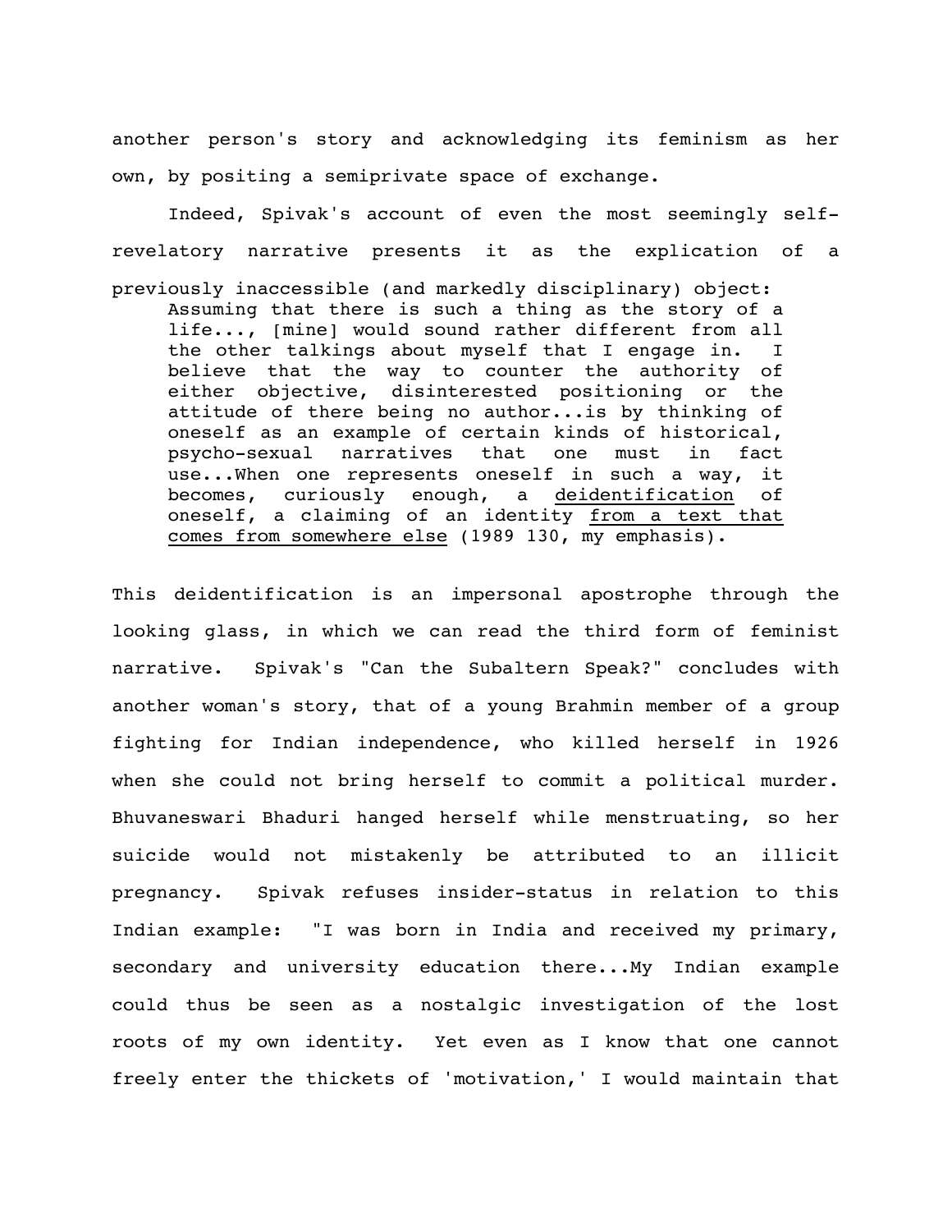another person's story and acknowledging its feminism as her own, by positing a semiprivate space of exchange.

Indeed, Spivak's account of even the most seemingly self-revelatory narrative presents it as the explication of a previously inaccessible (and markedly disciplinary) object:

> Assuming that there is such a thing as the story of a life..., [mine] would sound rather different from all the other talkings about myself that I engage in. I believe that the way to counter the authority of either objective, disinterested positioning or the attitude of there being no author...is by thinking of oneself as an example of certain kinds of historical, psycho-sexual narratives that one must in fact use...When one represents oneself in such a way, it becomes, curiously enough, a <u>deidentification</u> of oneself, a claiming of an identity <u>from a text that comes from somewhere else</u> (1989 130, my emphasis).

This deidentification is an impersonal apostrophe through the looking glass, in which we can read the third form of feminist narrative. Spivak's "Can the Subaltern Speak?" concludes with another woman's story, that of a young Brahmin member of a group fighting for Indian independence, who killed herself in 1926 when she could not bring herself to commit a political murder. Bhuvaneswari Bhaduri hanged herself while menstruating, so her suicide would not mistakenly be attributed to an illicit pregnancy. Spivak refuses insider-status in relation to this Indian example: "I was born in India and received my primary, secondary and university education there...My Indian example could thus be seen as a nostalgic investigation of the lost roots of my own identity. Yet even as I know that one cannot freely enter the thickets of 'motivation,' I would maintain that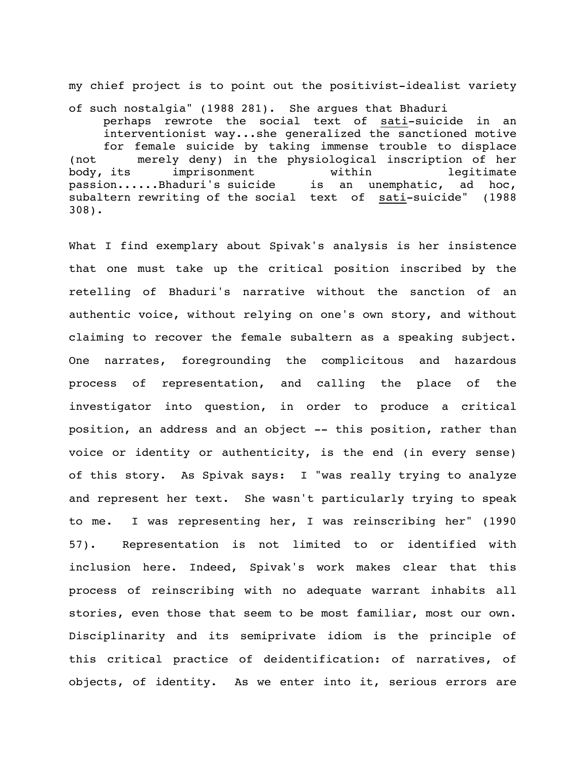my chief project is to point out the positivist-idealist variety of such nostalgia" (1988 281). She argues that Bhaduri

> perhaps rewrote the social text of _sati_-suicide in an interventionist way...she generalized the sanctioned motive for female suicide by taking immense trouble to displace (not merely deny) in the physiological inscription of her body, its imprisonment within legitimate passion......Bhaduri's suicide is an unemphatic, ad hoc, subaltern rewriting of the social text of _sati_-suicide" (1988 308).

What I find exemplary about Spivak's analysis is her insistence that one must take up the critical position inscribed by the retelling of Bhaduri's narrative without the sanction of an authentic voice, without relying on one's own story, and without claiming to recover the female subaltern as a speaking subject. One narrates, foregrounding the complicitous and hazardous process of representation, and calling the place of the investigator into question, in order to produce a critical position, an address and an object -- this position, rather than voice or identity or authenticity, is the end (in every sense) of this story. As Spivak says: I "was really trying to analyze and represent her text. She wasn't particularly trying to speak to me. I was representing her, I was reinscribing her" (1990 57). Representation is not limited to or identified with inclusion here. Indeed, Spivak's work makes clear that this process of reinscribing with no adequate warrant inhabits all stories, even those that seem to be most familiar, most our own. Disciplinarity and its semiprivate idiom is the principle of this critical practice of deidentification: of narratives, of objects, of identity. As we enter into it, serious errors are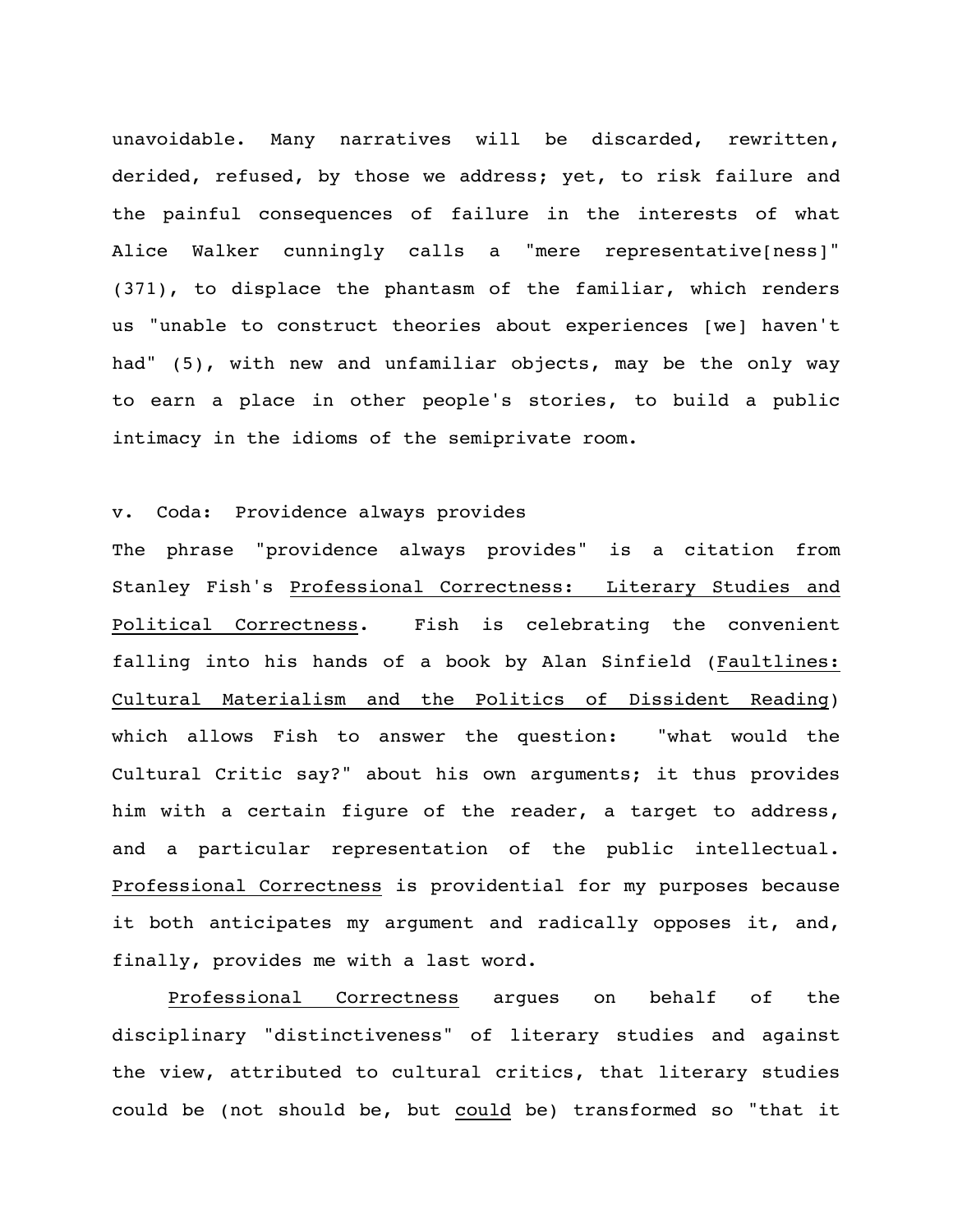unavoidable. Many narratives will be discarded, rewritten, derided, refused, by those we address; yet, to risk failure and the painful consequences of failure in the interests of what Alice Walker cunningly calls a "mere representative[ness]" (371), to displace the phantasm of the familiar, which renders us "unable to construct theories about experiences [we] haven't had" (5), with new and unfamiliar objects, may be the only way to earn a place in other people's stories, to build a public intimacy in the idioms of the semiprivate room.

## v. Coda: Providence always provides

The phrase "providence always provides" is a citation from Stanley Fish's _Professional Correctness: Literary Studies and Political Correctness_. Fish is celebrating the convenient falling into his hands of a book by Alan Sinfield (_Faultlines: Cultural Materialism and the Politics of Dissident Reading_) which allows Fish to answer the question: "what would the Cultural Critic say?" about his own arguments; it thus provides him with a certain figure of the reader, a target to address, and a particular representation of the public intellectual. _Professional Correctness_ is providential for my purposes because it both anticipates my argument and radically opposes it, and, finally, provides me with a last word.

_Professional Correctness_ argues on behalf of the disciplinary "distinctiveness" of literary studies and against the view, attributed to cultural critics, that literary studies could be (not should be, but _could_ be) transformed so "that it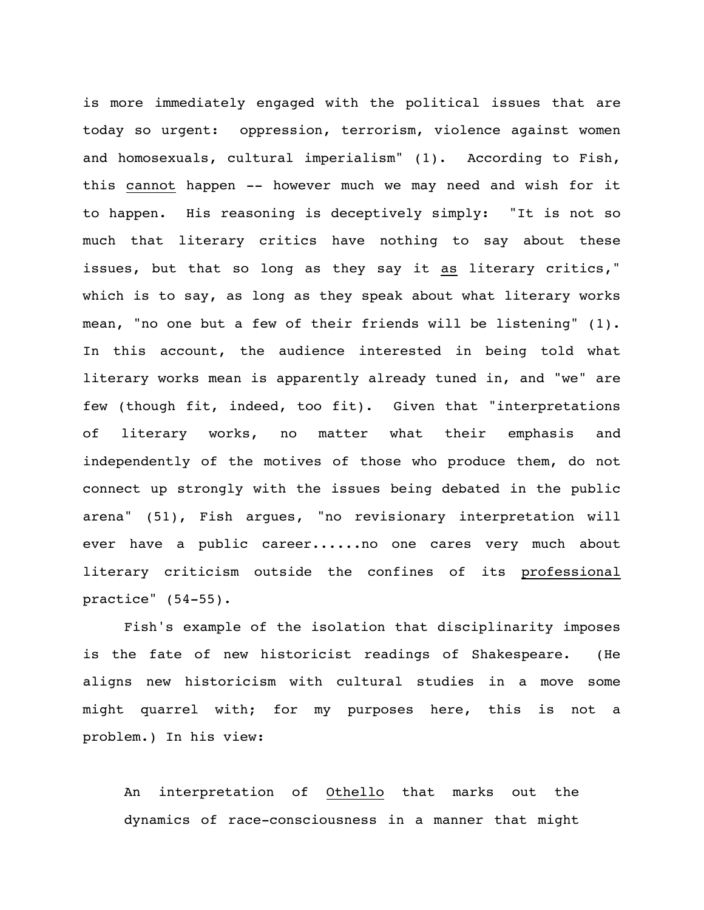is more immediately engaged with the political issues that are today so urgent: oppression, terrorism, violence against women and homosexuals, cultural imperialism" (1). According to Fish, this cannot happen -- however much we may need and wish for it to happen. His reasoning is deceptively simply: "It is not so much that literary critics have nothing to say about these issues, but that so long as they say it as literary critics," which is to say, as long as they speak about what literary works mean, "no one but a few of their friends will be listening" (1). In this account, the audience interested in being told what literary works mean is apparently already tuned in, and "we" are few (though fit, indeed, too fit). Given that "interpretations of literary works, no matter what their emphasis and independently of the motives of those who produce them, do not connect up strongly with the issues being debated in the public arena" (51), Fish argues, "no revisionary interpretation will ever have a public career......no one cares very much about literary criticism outside the confines of its professional practice" (54-55).

Fish's example of the isolation that disciplinarity imposes is the fate of new historicist readings of Shakespeare. (He aligns new historicism with cultural studies in a move some might quarrel with; for my purposes here, this is not a problem.) In his view:

> An interpretation of Othello that marks out the dynamics of race-consciousness in a manner that might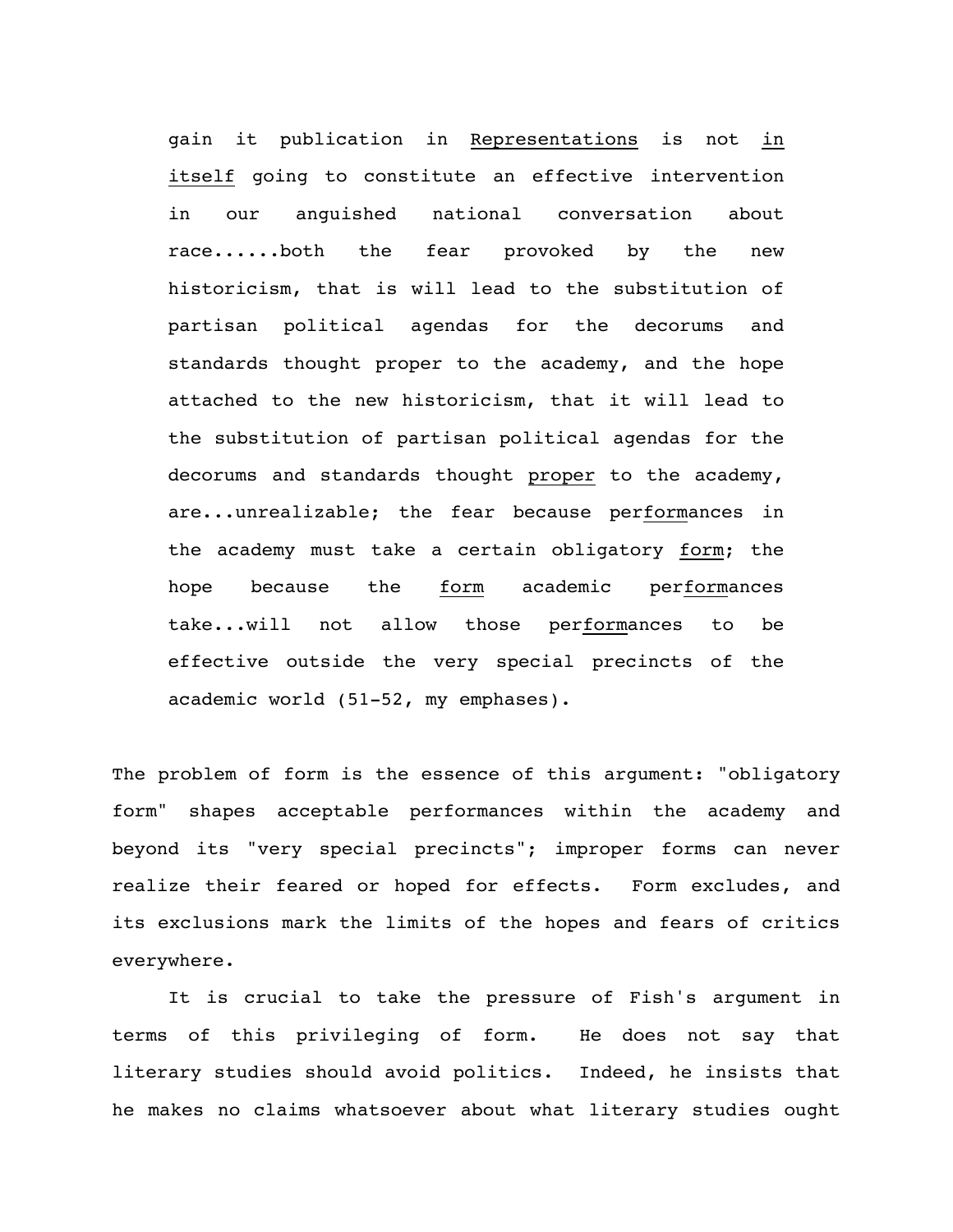> gain it publication in <u>Representations</u> is not <u>in itself</u> going to constitute an effective intervention in our anguished national conversation about race......both the fear provoked by the new historicism, that is will lead to the substitution of partisan political agendas for the decorums and standards thought proper to the academy, and the hope attached to the new historicism, that it will lead to the substitution of partisan political agendas for the decorums and standards thought <u>proper</u> to the academy, are...unrealizable; the fear because per<u>form</u>ances in the academy must take a certain obligatory <u>form</u>; the hope because the <u>form</u> academic per<u>form</u>ances take...will not allow those per<u>form</u>ances to be effective outside the very special precincts of the academic world (51-52, my emphases).

The problem of form is the essence of this argument: "obligatory form" shapes acceptable performances within the academy and beyond its "very special precincts"; improper forms can never realize their feared or hoped for effects. Form excludes, and its exclusions mark the limits of the hopes and fears of critics everywhere.

It is crucial to take the pressure of Fish's argument in terms of this privileging of form. He does not say that literary studies should avoid politics. Indeed, he insists that he makes no claims whatsoever about what literary studies ought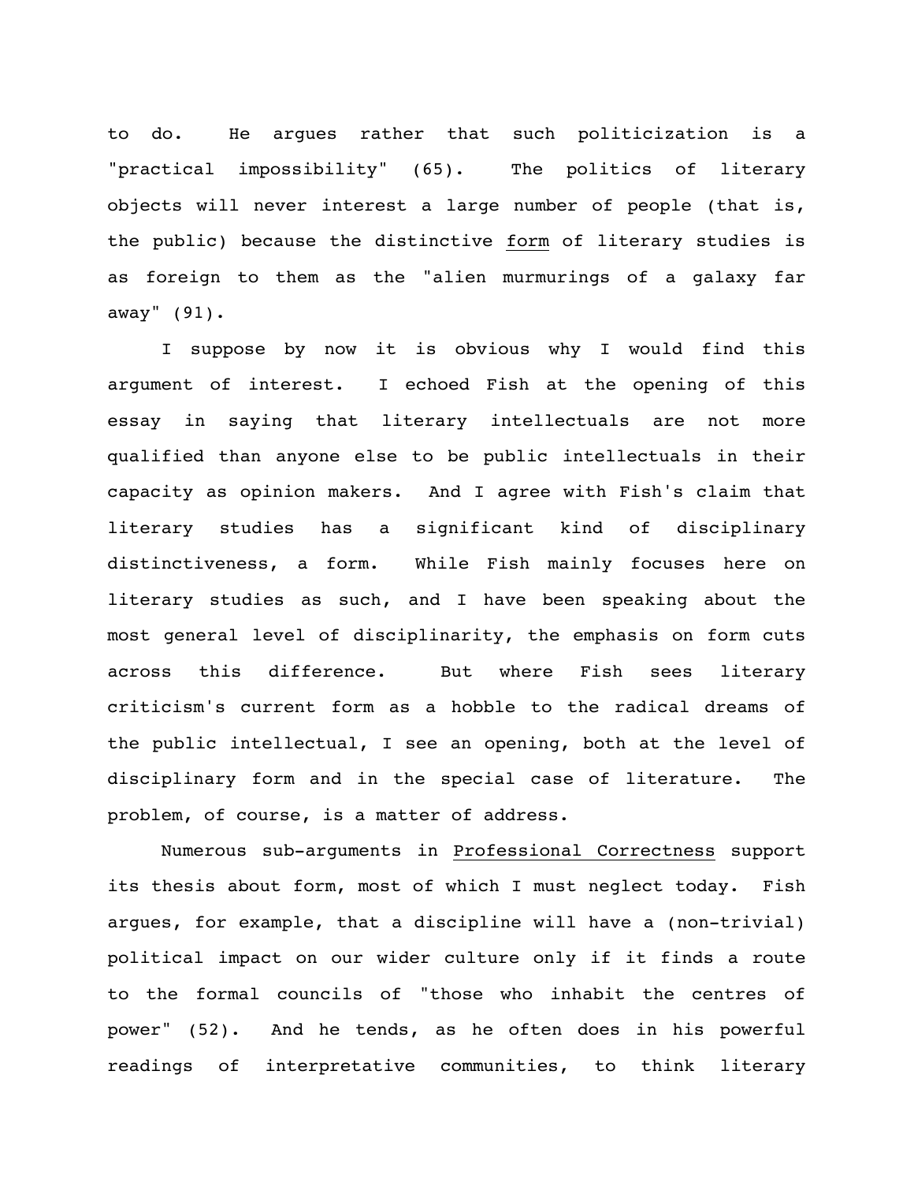to do. He argues rather that such politicization is a "practical impossibility" (65). The politics of literary objects will never interest a large number of people (that is, the public) because the distinctive _form_ of literary studies is as foreign to them as the "alien murmurings of a galaxy far away" (91).

I suppose by now it is obvious why I would find this argument of interest. I echoed Fish at the opening of this essay in saying that literary intellectuals are not more qualified than anyone else to be public intellectuals in their capacity as opinion makers. And I agree with Fish's claim that literary studies has a significant kind of disciplinary distinctiveness, a form. While Fish mainly focuses here on literary studies as such, and I have been speaking about the most general level of disciplinarity, the emphasis on form cuts across this difference. But where Fish sees literary criticism's current form as a hobble to the radical dreams of the public intellectual, I see an opening, both at the level of disciplinary form and in the special case of literature. The problem, of course, is a matter of address.

Numerous sub-arguments in _Professional Correctness_ support its thesis about form, most of which I must neglect today. Fish argues, for example, that a discipline will have a (non-trivial) political impact on our wider culture only if it finds a route to the formal councils of "those who inhabit the centres of power" (52). And he tends, as he often does in his powerful readings of interpretative communities, to think literary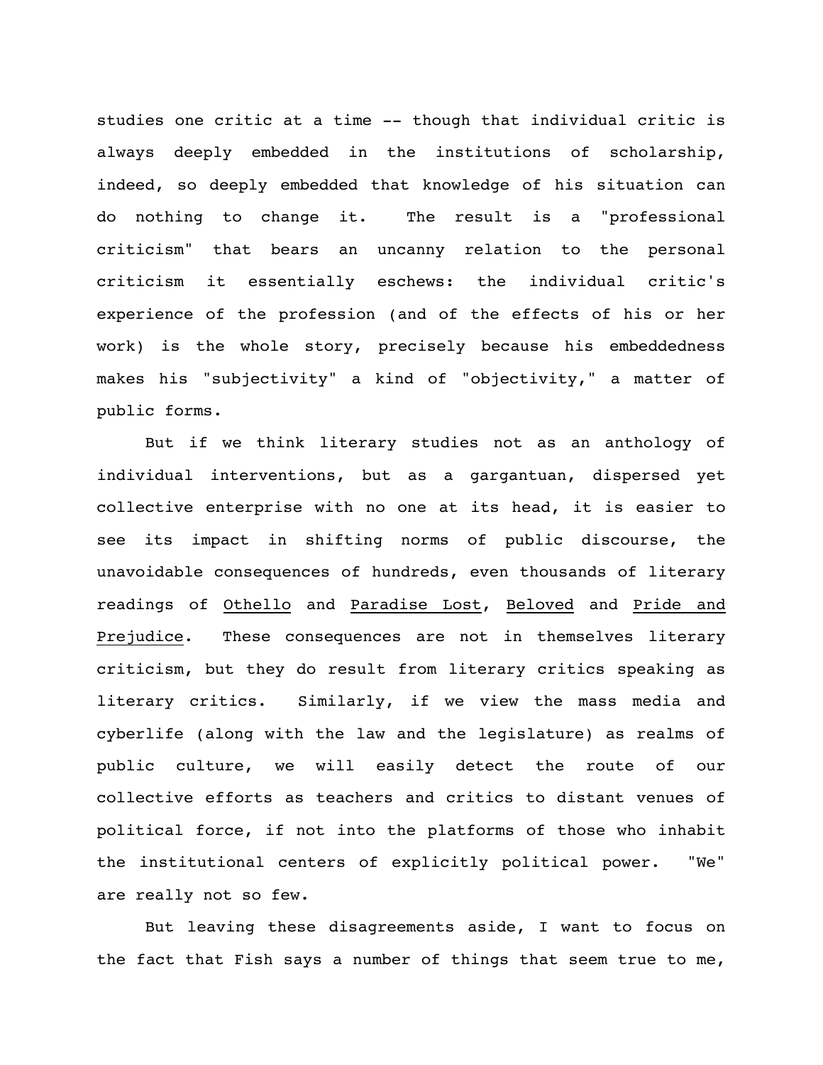studies one critic at a time -- though that individual critic is always deeply embedded in the institutions of scholarship, indeed, so deeply embedded that knowledge of his situation can do nothing to change it. The result is a "professional criticism" that bears an uncanny relation to the personal criticism it essentially eschews: the individual critic's experience of the profession (and of the effects of his or her work) is the whole story, precisely because his embeddedness makes his "subjectivity" a kind of "objectivity," a matter of public forms.

But if we think literary studies not as an anthology of individual interventions, but as a gargantuan, dispersed yet collective enterprise with no one at its head, it is easier to see its impact in shifting norms of public discourse, the unavoidable consequences of hundreds, even thousands of literary readings of <u>Othello</u> and <u>Paradise Lost</u>, <u>Beloved</u> and <u>Pride and Prejudice</u>. These consequences are not in themselves literary criticism, but they do result from literary critics speaking as literary critics. Similarly, if we view the mass media and cyberlife (along with the law and the legislature) as realms of public culture, we will easily detect the route of our collective efforts as teachers and critics to distant venues of political force, if not into the platforms of those who inhabit the institutional centers of explicitly political power. "We" are really not so few.

But leaving these disagreements aside, I want to focus on the fact that Fish says a number of things that seem true to me,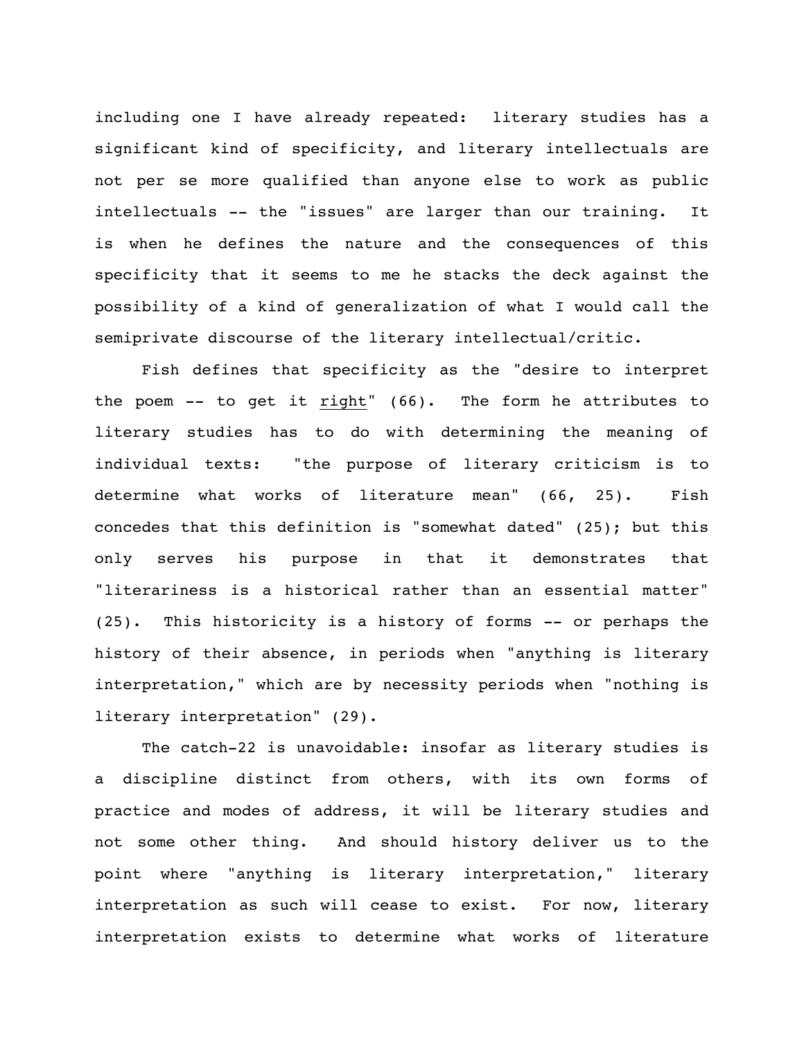including one I have already repeated: literary studies has a significant kind of specificity, and literary intellectuals are not per se more qualified than anyone else to work as public intellectuals -- the "issues" are larger than our training. It is when he defines the nature and the consequences of this specificity that it seems to me he stacks the deck against the possibility of a kind of generalization of what I would call the semiprivate discourse of the literary intellectual/critic.

Fish defines that specificity as the "desire to interpret the poem -- to get it <u>right</u>" (66). The form he attributes to literary studies has to do with determining the meaning of individual texts: "the purpose of literary criticism is to determine what works of literature mean" (66, 25). Fish concedes that this definition is "somewhat dated" (25); but this only serves his purpose in that it demonstrates that "literariness is a historical rather than an essential matter" (25). This historicity is a history of forms -- or perhaps the history of their absence, in periods when "anything is literary interpretation," which are by necessity periods when "nothing is literary interpretation" (29).

The catch-22 is unavoidable: insofar as literary studies is a discipline distinct from others, with its own forms of practice and modes of address, it will be literary studies and not some other thing. And should history deliver us to the point where "anything is literary interpretation," literary interpretation as such will cease to exist. For now, literary interpretation exists to determine what works of literature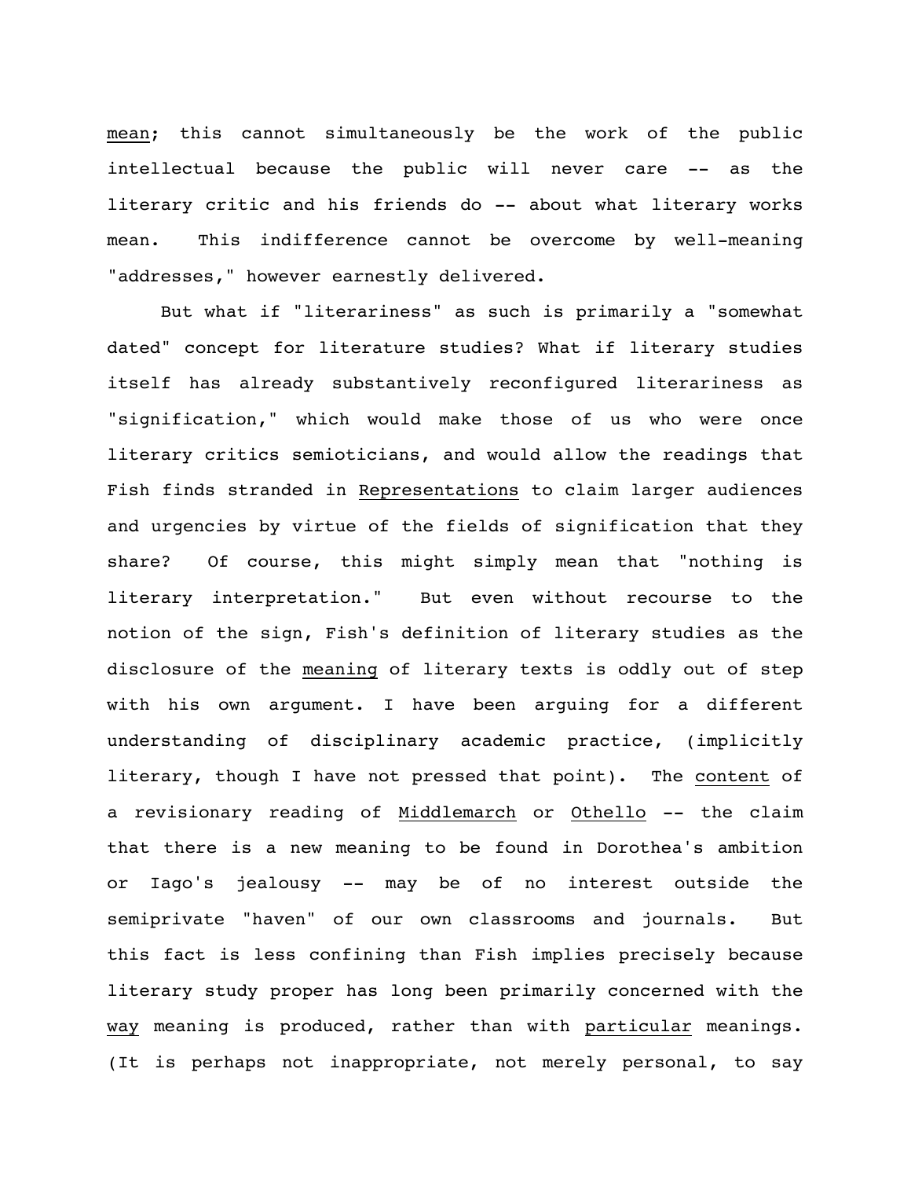mean; this cannot simultaneously be the work of the public intellectual because the public will never care -- as the literary critic and his friends do -- about what literary works mean. This indifference cannot be overcome by well-meaning "addresses," however earnestly delivered.

But what if "literariness" as such is primarily a "somewhat dated" concept for literature studies? What if literary studies itself has already substantively reconfigured literariness as "signification," which would make those of us who were once literary critics semioticians, and would allow the readings that Fish finds stranded in _Representations_ to claim larger audiences and urgencies by virtue of the fields of signification that they share? Of course, this might simply mean that "nothing is literary interpretation." But even without recourse to the notion of the sign, Fish's definition of literary studies as the disclosure of the _meaning_ of literary texts is oddly out of step with his own argument. I have been arguing for a different understanding of disciplinary academic practice, (implicitly literary, though I have not pressed that point). The _content_ of a revisionary reading of _Middlemarch_ or _Othello_ -- the claim that there is a new meaning to be found in Dorothea's ambition or Iago's jealousy -- may be of no interest outside the semiprivate "haven" of our own classrooms and journals. But this fact is less confining than Fish implies precisely because literary study proper has long been primarily concerned with the _way_ meaning is produced, rather than with _particular_ meanings. (It is perhaps not inappropriate, not merely personal, to say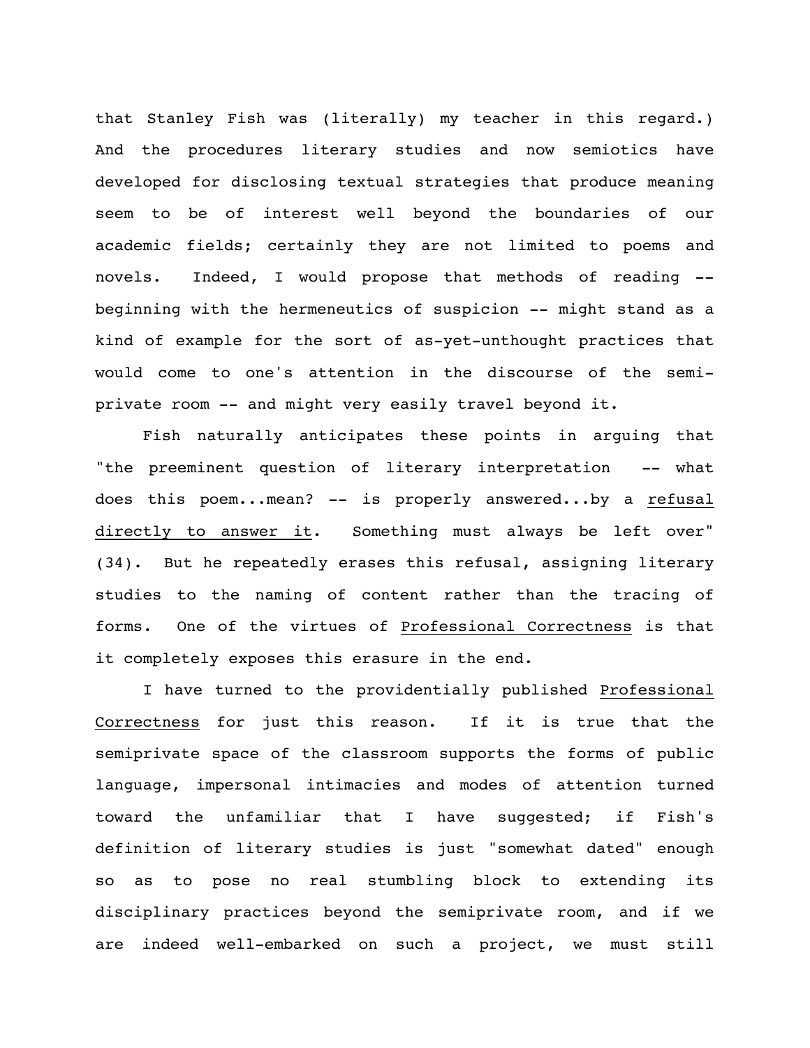that Stanley Fish was (literally) my teacher in this regard.) And the procedures literary studies and now semiotics have developed for disclosing textual strategies that produce meaning seem to be of interest well beyond the boundaries of our academic fields; certainly they are not limited to poems and novels. Indeed, I would propose that methods of reading -- beginning with the hermeneutics of suspicion -- might stand as a kind of example for the sort of as-yet-unthought practices that would come to one's attention in the discourse of the semi-private room -- and might very easily travel beyond it.

Fish naturally anticipates these points in arguing that "the preeminent question of literary interpretation -- what does this poem...mean? -- is properly answered...by a <u>refusal directly to answer it</u>. Something must always be left over" (34). But he repeatedly erases this refusal, assigning literary studies to the naming of content rather than the tracing of forms. One of the virtues of <u>Professional Correctness</u> is that it completely exposes this erasure in the end.

I have turned to the providentially published <u>Professional Correctness</u> for just this reason. If it is true that the semiprivate space of the classroom supports the forms of public language, impersonal intimacies and modes of attention turned toward the unfamiliar that I have suggested; if Fish's definition of literary studies is just "somewhat dated" enough so as to pose no real stumbling block to extending its disciplinary practices beyond the semiprivate room, and if we are indeed well-embarked on such a project, we must still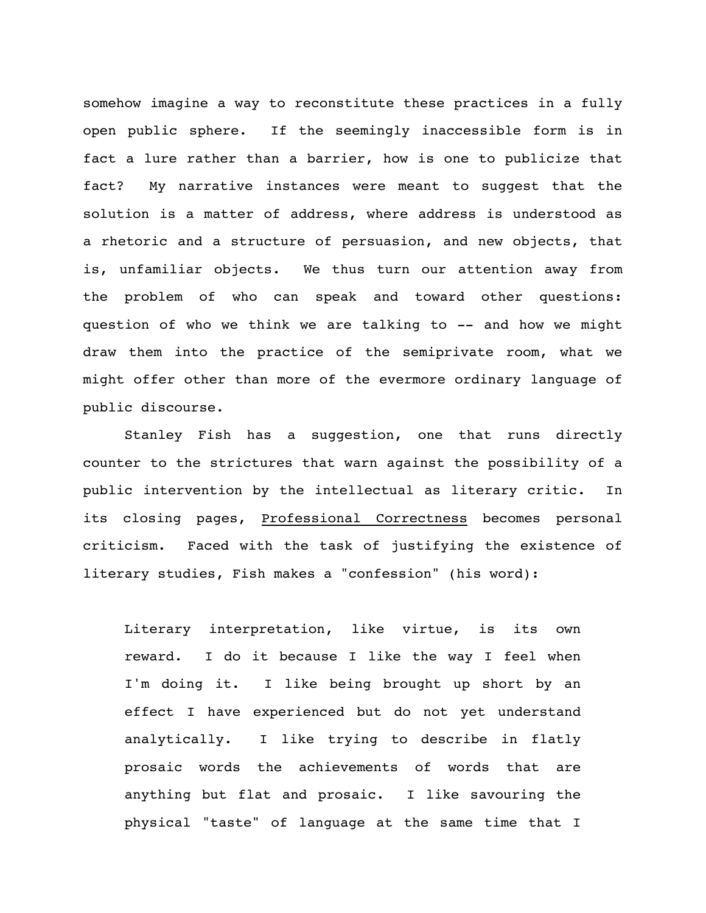somehow imagine a way to reconstitute these practices in a fully open public sphere. If the seemingly inaccessible form is in fact a lure rather than a barrier, how is one to publicize that fact? My narrative instances were meant to suggest that the solution is a matter of address, where address is understood as a rhetoric and a structure of persuasion, and new objects, that is, unfamiliar objects. We thus turn our attention away from the problem of who can speak and toward other questions: question of who we think we are talking to -- and how we might draw them into the practice of the semiprivate room, what we might offer other than more of the evermore ordinary language of public discourse.

Stanley Fish has a suggestion, one that runs directly counter to the strictures that warn against the possibility of a public intervention by the intellectual as literary critic. In its closing pages, <u>Professional Correctness</u> becomes personal criticism. Faced with the task of justifying the existence of literary studies, Fish makes a "confession" (his word):

> Literary interpretation, like virtue, is its own reward. I do it because I like the way I feel when I'm doing it. I like being brought up short by an effect I have experienced but do not yet understand analytically. I like trying to describe in flatly prosaic words the achievements of words that are anything but flat and prosaic. I like savouring the physical "taste" of language at the same time that I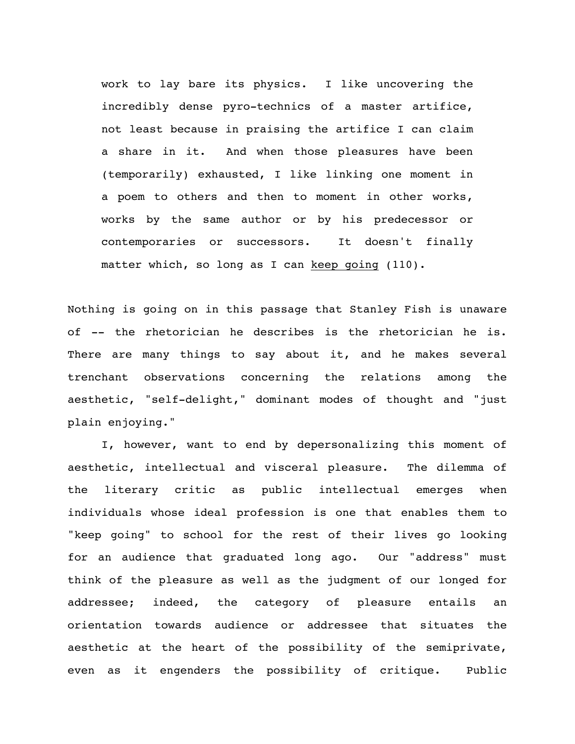> work to lay bare its physics. I like uncovering the incredibly dense pyro-technics of a master artifice, not least because in praising the artifice I can claim a share in it. And when those pleasures have been (temporarily) exhausted, I like linking one moment in a poem to others and then to moment in other works, works by the same author or by his predecessor or contemporaries or successors. It doesn't finally matter which, so long as I can <u>keep going</u> (110).

Nothing is going on in this passage that Stanley Fish is unaware of -- the rhetorician he describes is the rhetorician he is. There are many things to say about it, and he makes several trenchant observations concerning the relations among the aesthetic, "self-delight," dominant modes of thought and "just plain enjoying."

I, however, want to end by depersonalizing this moment of aesthetic, intellectual and visceral pleasure. The dilemma of the literary critic as public intellectual emerges when individuals whose ideal profession is one that enables them to "keep going" to school for the rest of their lives go looking for an audience that graduated long ago. Our "address" must think of the pleasure as well as the judgment of our longed for addressee; indeed, the category of pleasure entails an orientation towards audience or addressee that situates the aesthetic at the heart of the possibility of the semiprivate, even as it engenders the possibility of critique. Public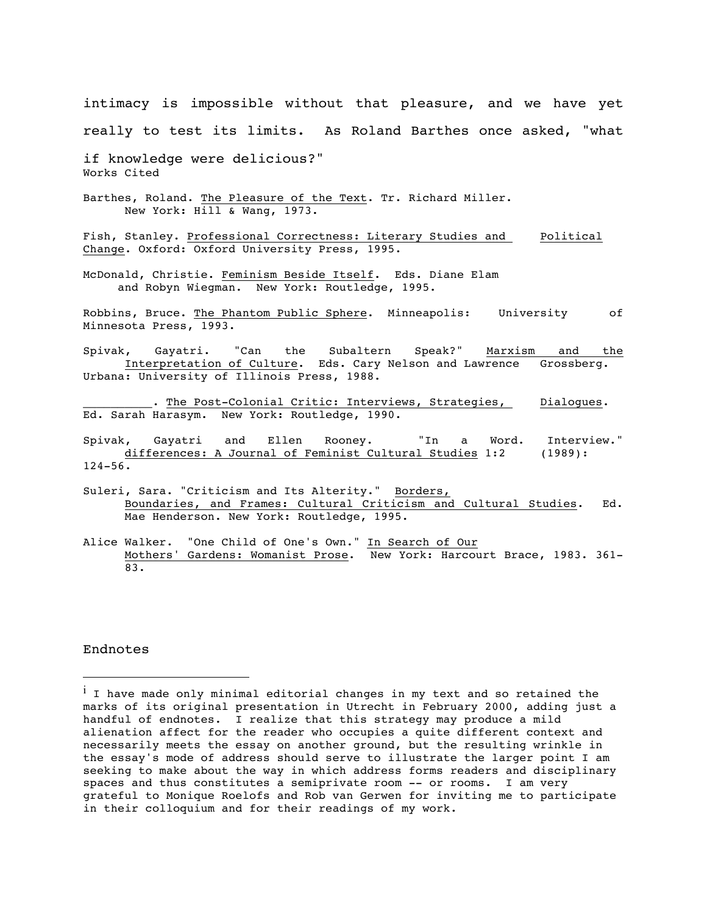intimacy is impossible without that pleasure, and we have yet really to test its limits. As Roland Barthes once asked, "what if knowledge were delicious?"

## Works Cited

Barthes, Roland. The Pleasure of the Text. Tr. Richard Miller. New York: Hill & Wang, 1973.

Fish, Stanley. Professional Correctness: Literary Studies and Political Change. Oxford: Oxford University Press, 1995.

McDonald, Christie. Feminism Beside Itself. Eds. Diane Elam and Robyn Wiegman. New York: Routledge, 1995.

Robbins, Bruce. The Phantom Public Sphere. Minneapolis: University of Minnesota Press, 1993.

Spivak, Gayatri. "Can the Subaltern Speak?" Marxism and the Interpretation of Culture. Eds. Cary Nelson and Lawrence Grossberg. Urbana: University of Illinois Press, 1988.

_________. The Post-Colonial Critic: Interviews, Strategies, Dialogues. Ed. Sarah Harasym. New York: Routledge, 1990.

Spivak, Gayatri and Ellen Rooney. "In a Word. Interview." differences: A Journal of Feminist Cultural Studies 1:2 (1989): 124-56.

Suleri, Sara. "Criticism and Its Alterity." Borders, Boundaries, and Frames: Cultural Criticism and Cultural Studies. Ed. Mae Henderson. New York: Routledge, 1995.

Alice Walker. "One Child of One's Own." In Search of Our Mothers' Gardens: Womanist Prose. New York: Harcourt Brace, 1983. 361-83.

## Endnotes

[i] I have made only minimal editorial changes in my text and so retained the marks of its original presentation in Utrecht in February 2000, adding just a handful of endnotes. I realize that this strategy may produce a mild alienation affect for the reader who occupies a quite different context and necessarily meets the essay on another ground, but the resulting wrinkle in the essay's mode of address should serve to illustrate the larger point I am seeking to make about the way in which address forms readers and disciplinary spaces and thus constitutes a semiprivate room -- or rooms. I am very grateful to Monique Roelofs and Rob van Gerwen for inviting me to participate in their colloquium and for their readings of my work.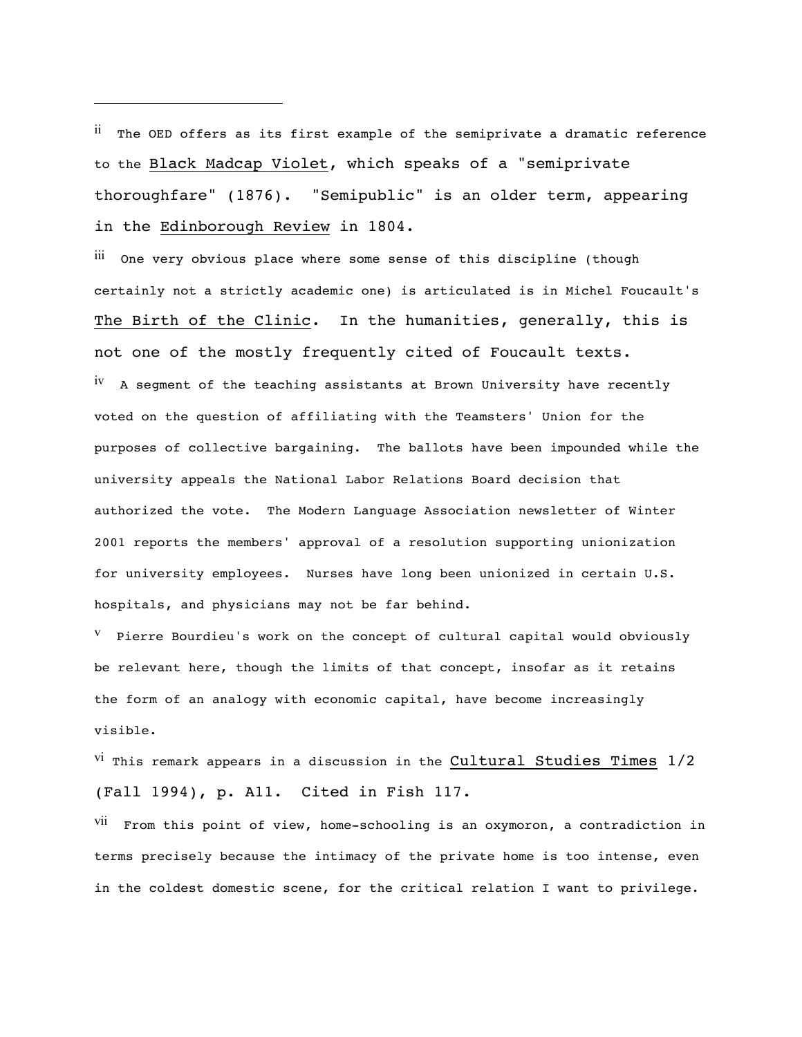---

[ii] The OED offers as its first example of the semiprivate a dramatic reference to the Black Madcap Violet, which speaks of a "semiprivate thoroughfare" (1876). "Semipublic" is an older term, appearing in the Edinborough Review in 1804.

[iii] One very obvious place where some sense of this discipline (though certainly not a strictly academic one) is articulated is in Michel Foucault's The Birth of the Clinic. In the humanities, generally, this is not one of the mostly frequently cited of Foucault texts.

[iv] A segment of the teaching assistants at Brown University have recently voted on the question of affiliating with the Teamsters' Union for the purposes of collective bargaining. The ballots have been impounded while the university appeals the National Labor Relations Board decision that authorized the vote. The Modern Language Association newsletter of Winter 2001 reports the members' approval of a resolution supporting unionization for university employees. Nurses have long been unionized in certain U.S. hospitals, and physicians may not be far behind.

[v] Pierre Bourdieu's work on the concept of cultural capital would obviously be relevant here, though the limits of that concept, insofar as it retains the form of an analogy with economic capital, have become increasingly visible.

[vi] This remark appears in a discussion in the Cultural Studies Times 1/2 (Fall 1994), p. A11. Cited in Fish 117.

[vii] From this point of view, home-schooling is an oxymoron, a contradiction in terms precisely because the intimacy of the private home is too intense, even in the coldest domestic scene, for the critical relation I want to privilege.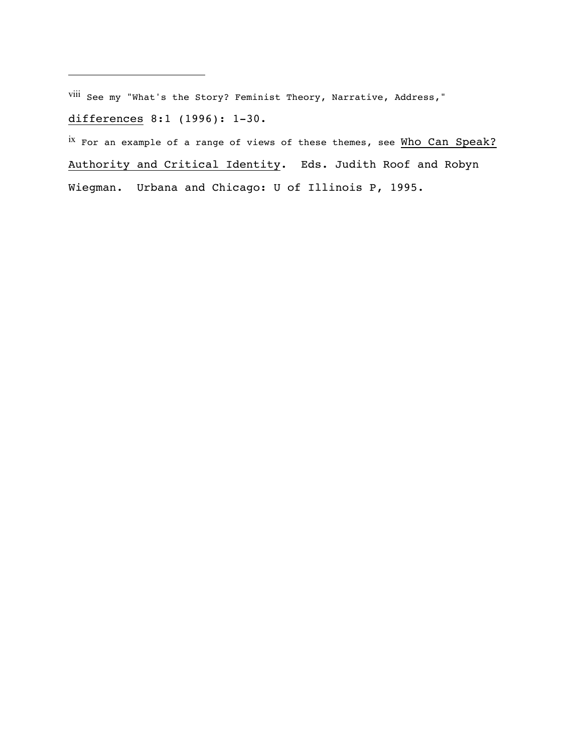[viii] See my "What's the Story? Feminist Theory, Narrative, Address," differences 8:1 (1996): 1-30.

[ix] For an example of a range of views of these themes, see Who Can Speak? Authority and Critical Identity. Eds. Judith Roof and Robyn Wiegman. Urbana and Chicago: U of Illinois P, 1995.